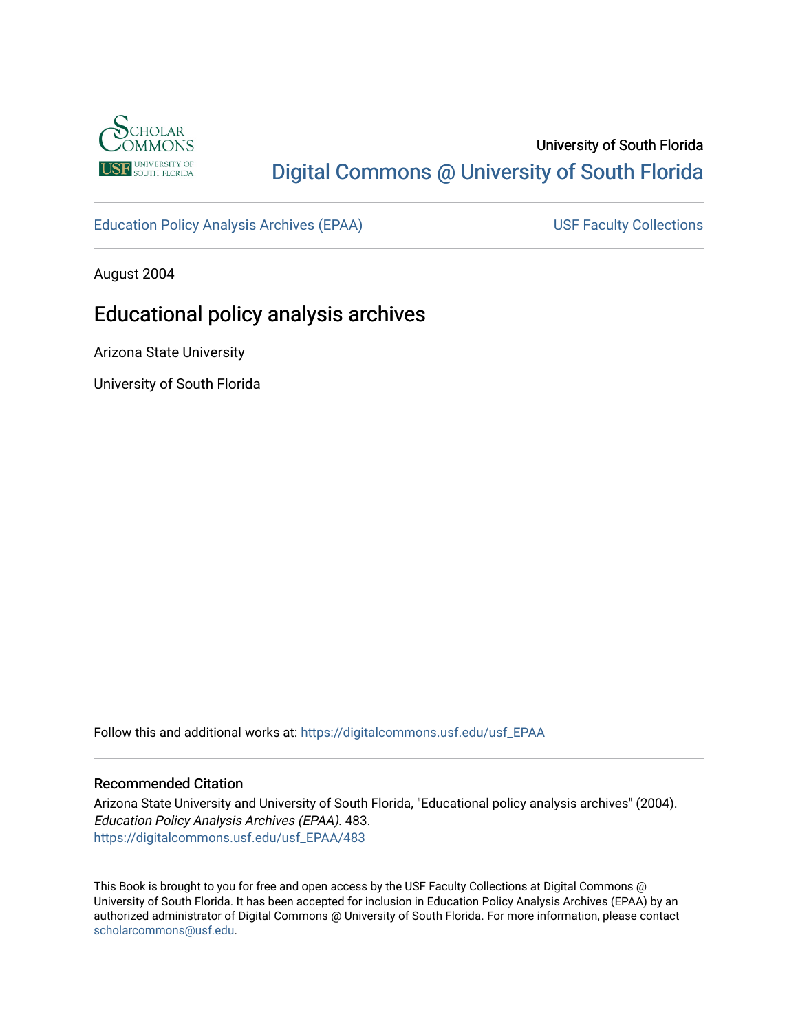University of South Florida

Digital Commons @ University of South Florida

Education Policy Analysis Archives (EPAA)

USF Faculty Collections

August 2004

# Educational policy analysis archives

Arizona State University

University of South Florida

Follow this and additional works at: https://digitalcommons.usf.edu/usf_EPAA

## Recommended Citation

Arizona State University and University of South Florida, "Educational policy analysis archives" (2004). *Education Policy Analysis Archives (EPAA)*. 483.
https://digitalcommons.usf.edu/usf_EPAA/483

This Book is brought to you for free and open access by the USF Faculty Collections at Digital Commons @ University of South Florida. It has been accepted for inclusion in Education Policy Analysis Archives (EPAA) by an authorized administrator of Digital Commons @ University of South Florida. For more information, please contact scholarcommons@usf.edu.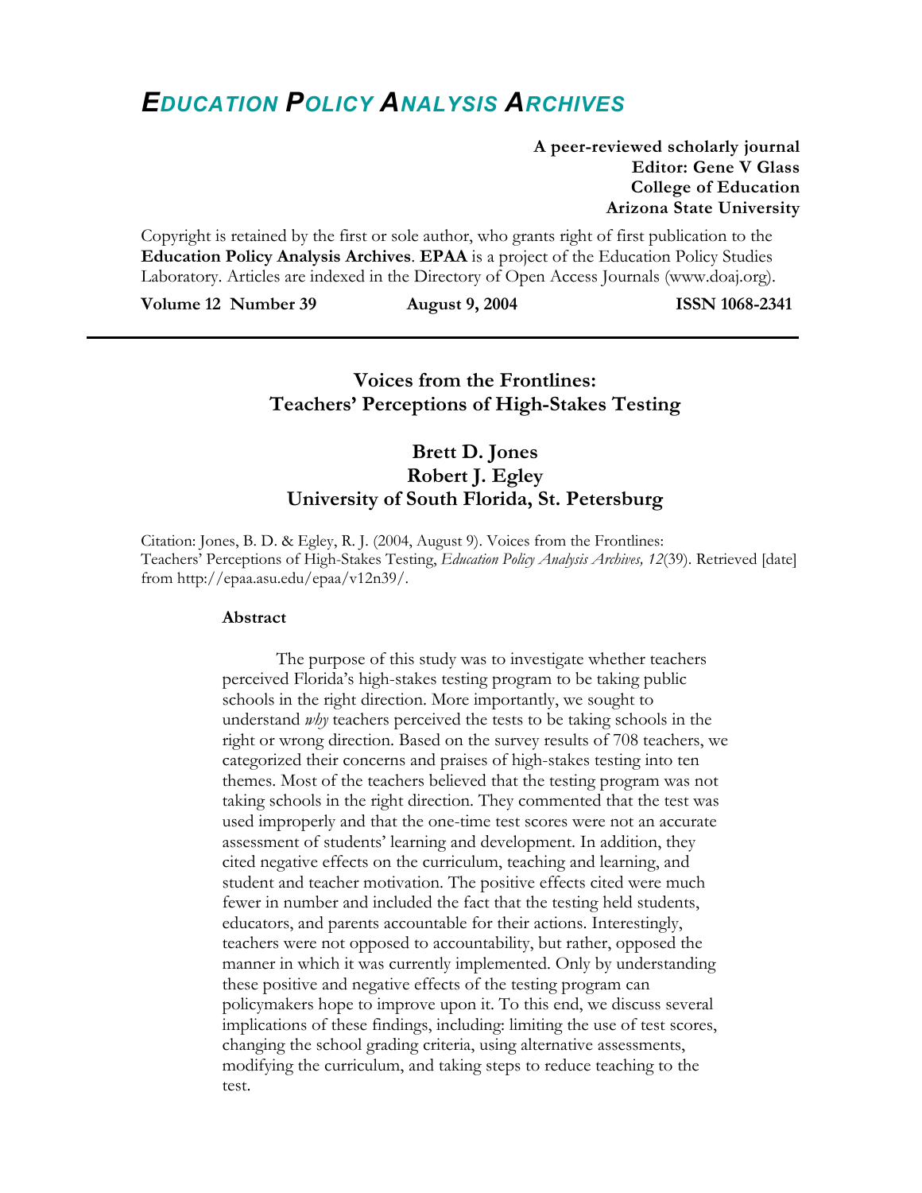# *E*DUCATION *P*OLICY *A*NALYSIS *A*RCHIVES

**A peer-reviewed scholarly journal**
**Editor: Gene V Glass**
**College of Education**
**Arizona State University**

Copyright is retained by the first or sole author, who grants right of first publication to the **Education Policy Analysis Archives**. **EPAA** is a project of the Education Policy Studies Laboratory. Articles are indexed in the Directory of Open Access Journals (www.doaj.org).

**Volume 12 Number 39** **August 9, 2004** **ISSN 1068-2341**

---

## Voices from the Frontlines: Teachers' Perceptions of High-Stakes Testing

### Brett D. Jones
### Robert J. Egley
### University of South Florida, St. Petersburg

Citation: Jones, B. D. & Egley, R. J. (2004, August 9). Voices from the Frontlines: Teachers' Perceptions of High-Stakes Testing, *Education Policy Analysis Archives, 12*(39). Retrieved [date] from http://epaa.asu.edu/epaa/v12n39/.

**Abstract**

The purpose of this study was to investigate whether teachers perceived Florida's high-stakes testing program to be taking public schools in the right direction. More importantly, we sought to understand *why* teachers perceived the tests to be taking schools in the right or wrong direction. Based on the survey results of 708 teachers, we categorized their concerns and praises of high-stakes testing into ten themes. Most of the teachers believed that the testing program was not taking schools in the right direction. They commented that the test was used improperly and that the one-time test scores were not an accurate assessment of students' learning and development. In addition, they cited negative effects on the curriculum, teaching and learning, and student and teacher motivation. The positive effects cited were much fewer in number and included the fact that the testing held students, educators, and parents accountable for their actions. Interestingly, teachers were not opposed to accountability, but rather, opposed the manner in which it was currently implemented. Only by understanding these positive and negative effects of the testing program can policymakers hope to improve upon it. To this end, we discuss several implications of these findings, including: limiting the use of test scores, changing the school grading criteria, using alternative assessments, modifying the curriculum, and taking steps to reduce teaching to the test.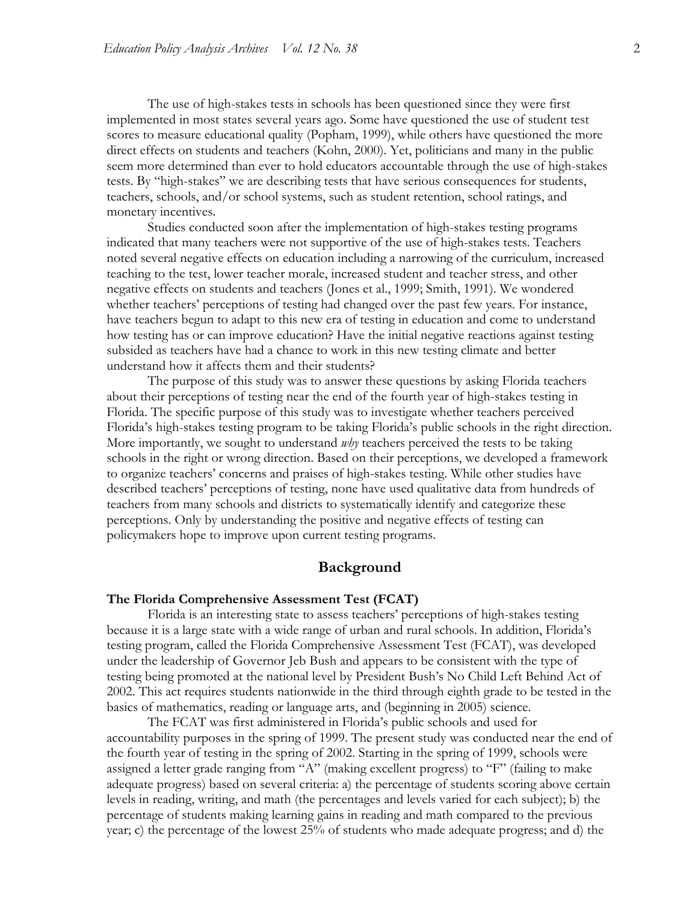The use of high-stakes tests in schools has been questioned since they were first implemented in most states several years ago. Some have questioned the use of student test scores to measure educational quality (Popham, 1999), while others have questioned the more direct effects on students and teachers (Kohn, 2000). Yet, politicians and many in the public seem more determined than ever to hold educators accountable through the use of high-stakes tests. By "high-stakes" we are describing tests that have serious consequences for students, teachers, schools, and/or school systems, such as student retention, school ratings, and monetary incentives.

Studies conducted soon after the implementation of high-stakes testing programs indicated that many teachers were not supportive of the use of high-stakes tests. Teachers noted several negative effects on education including a narrowing of the curriculum, increased teaching to the test, lower teacher morale, increased student and teacher stress, and other negative effects on students and teachers (Jones et al., 1999; Smith, 1991). We wondered whether teachers' perceptions of testing had changed over the past few years. For instance, have teachers begun to adapt to this new era of testing in education and come to understand how testing has or can improve education? Have the initial negative reactions against testing subsided as teachers have had a chance to work in this new testing climate and better understand how it affects them and their students?

The purpose of this study was to answer these questions by asking Florida teachers about their perceptions of testing near the end of the fourth year of high-stakes testing in Florida. The specific purpose of this study was to investigate whether teachers perceived Florida's high-stakes testing program to be taking Florida's public schools in the right direction. More importantly, we sought to understand *why* teachers perceived the tests to be taking schools in the right or wrong direction. Based on their perceptions, we developed a framework to organize teachers' concerns and praises of high-stakes testing. While other studies have described teachers' perceptions of testing, none have used qualitative data from hundreds of teachers from many schools and districts to systematically identify and categorize these perceptions. Only by understanding the positive and negative effects of testing can policymakers hope to improve upon current testing programs.

## Background

### The Florida Comprehensive Assessment Test (FCAT)

Florida is an interesting state to assess teachers' perceptions of high-stakes testing because it is a large state with a wide range of urban and rural schools. In addition, Florida's testing program, called the Florida Comprehensive Assessment Test (FCAT), was developed under the leadership of Governor Jeb Bush and appears to be consistent with the type of testing being promoted at the national level by President Bush's No Child Left Behind Act of 2002. This act requires students nationwide in the third through eighth grade to be tested in the basics of mathematics, reading or language arts, and (beginning in 2005) science.

The FCAT was first administered in Florida's public schools and used for accountability purposes in the spring of 1999. The present study was conducted near the end of the fourth year of testing in the spring of 2002. Starting in the spring of 1999, schools were assigned a letter grade ranging from "A" (making excellent progress) to "F" (failing to make adequate progress) based on several criteria: a) the percentage of students scoring above certain levels in reading, writing, and math (the percentages and levels varied for each subject); b) the percentage of students making learning gains in reading and math compared to the previous year; c) the percentage of the lowest 25% of students who made adequate progress; and d) the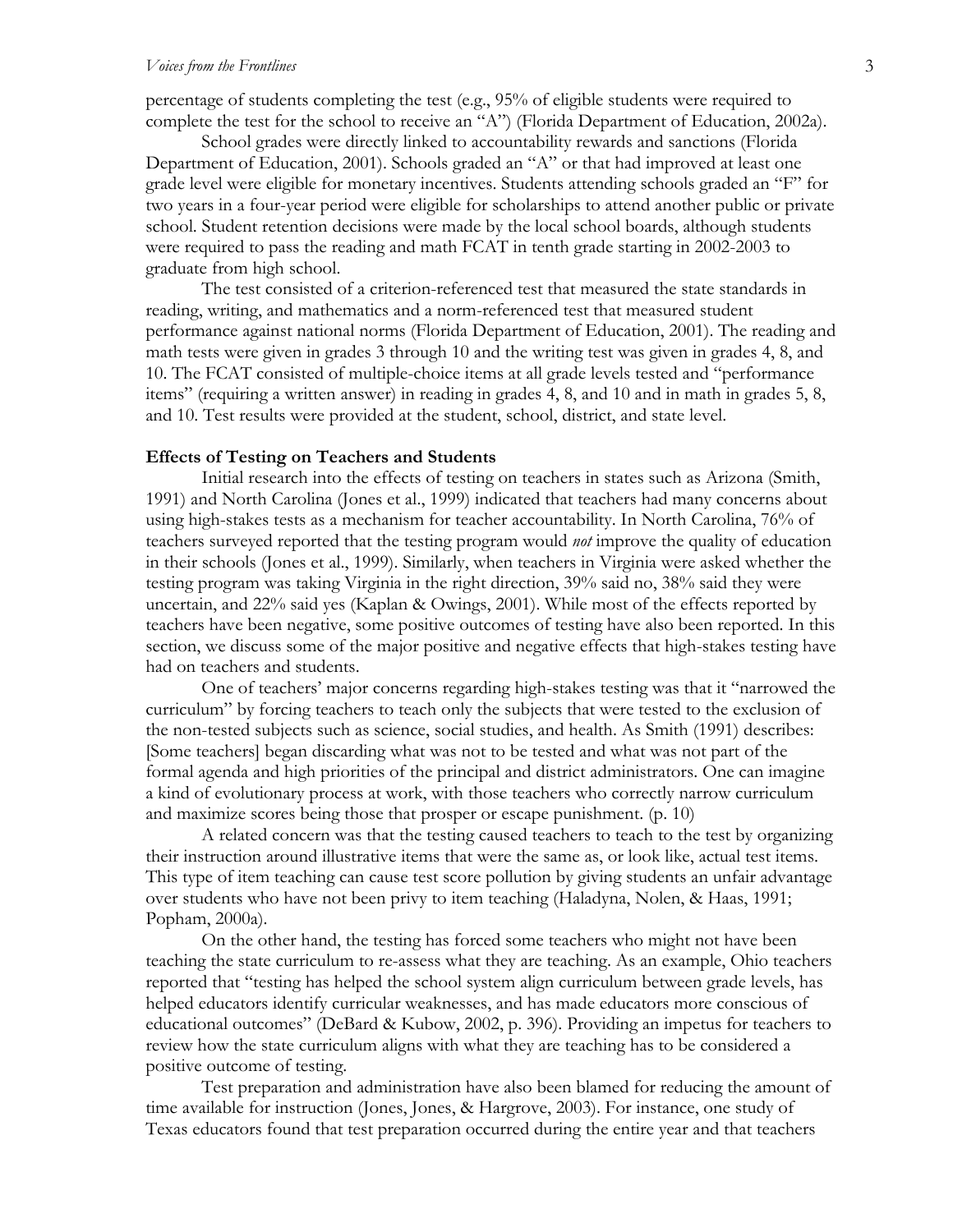percentage of students completing the test (e.g., 95% of eligible students were required to complete the test for the school to receive an "A") (Florida Department of Education, 2002a).

School grades were directly linked to accountability rewards and sanctions (Florida Department of Education, 2001). Schools graded an "A" or that had improved at least one grade level were eligible for monetary incentives. Students attending schools graded an "F" for two years in a four-year period were eligible for scholarships to attend another public or private school. Student retention decisions were made by the local school boards, although students were required to pass the reading and math FCAT in tenth grade starting in 2002-2003 to graduate from high school.

The test consisted of a criterion-referenced test that measured the state standards in reading, writing, and mathematics and a norm-referenced test that measured student performance against national norms (Florida Department of Education, 2001). The reading and math tests were given in grades 3 through 10 and the writing test was given in grades 4, 8, and 10. The FCAT consisted of multiple-choice items at all grade levels tested and "performance items" (requiring a written answer) in reading in grades 4, 8, and 10 and in math in grades 5, 8, and 10. Test results were provided at the student, school, district, and state level.

**Effects of Testing on Teachers and Students**

Initial research into the effects of testing on teachers in states such as Arizona (Smith, 1991) and North Carolina (Jones et al., 1999) indicated that teachers had many concerns about using high-stakes tests as a mechanism for teacher accountability. In North Carolina, 76% of teachers surveyed reported that the testing program would *not* improve the quality of education in their schools (Jones et al., 1999). Similarly, when teachers in Virginia were asked whether the testing program was taking Virginia in the right direction, 39% said no, 38% said they were uncertain, and 22% said yes (Kaplan & Owings, 2001). While most of the effects reported by teachers have been negative, some positive outcomes of testing have also been reported. In this section, we discuss some of the major positive and negative effects that high-stakes testing have had on teachers and students.

One of teachers' major concerns regarding high-stakes testing was that it "narrowed the curriculum" by forcing teachers to teach only the subjects that were tested to the exclusion of the non-tested subjects such as science, social studies, and health. As Smith (1991) describes: [Some teachers] began discarding what was not to be tested and what was not part of the formal agenda and high priorities of the principal and district administrators. One can imagine a kind of evolutionary process at work, with those teachers who correctly narrow curriculum and maximize scores being those that prosper or escape punishment. (p. 10)

A related concern was that the testing caused teachers to teach to the test by organizing their instruction around illustrative items that were the same as, or look like, actual test items. This type of item teaching can cause test score pollution by giving students an unfair advantage over students who have not been privy to item teaching (Haladyna, Nolen, & Haas, 1991; Popham, 2000a).

On the other hand, the testing has forced some teachers who might not have been teaching the state curriculum to re-assess what they are teaching. As an example, Ohio teachers reported that "testing has helped the school system align curriculum between grade levels, has helped educators identify curricular weaknesses, and has made educators more conscious of educational outcomes" (DeBard & Kubow, 2002, p. 396). Providing an impetus for teachers to review how the state curriculum aligns with what they are teaching has to be considered a positive outcome of testing.

Test preparation and administration have also been blamed for reducing the amount of time available for instruction (Jones, Jones, & Hargrove, 2003). For instance, one study of Texas educators found that test preparation occurred during the entire year and that teachers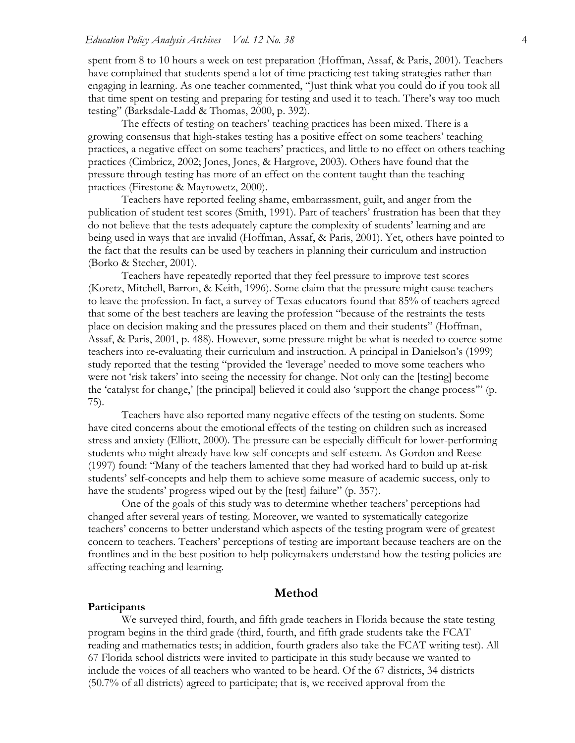spent from 8 to 10 hours a week on test preparation (Hoffman, Assaf, & Paris, 2001). Teachers have complained that students spend a lot of time practicing test taking strategies rather than engaging in learning. As one teacher commented, "Just think what you could do if you took all that time spent on testing and preparing for testing and used it to teach. There's way too much testing" (Barksdale-Ladd & Thomas, 2000, p. 392).

The effects of testing on teachers' teaching practices has been mixed. There is a growing consensus that high-stakes testing has a positive effect on some teachers' teaching practices, a negative effect on some teachers' practices, and little to no effect on others teaching practices (Cimbricz, 2002; Jones, Jones, & Hargrove, 2003). Others have found that the pressure through testing has more of an effect on the content taught than the teaching practices (Firestone & Mayrowetz, 2000).

Teachers have reported feeling shame, embarrassment, guilt, and anger from the publication of student test scores (Smith, 1991). Part of teachers' frustration has been that they do not believe that the tests adequately capture the complexity of students' learning and are being used in ways that are invalid (Hoffman, Assaf, & Paris, 2001). Yet, others have pointed to the fact that the results can be used by teachers in planning their curriculum and instruction (Borko & Stecher, 2001).

Teachers have repeatedly reported that they feel pressure to improve test scores (Koretz, Mitchell, Barron, & Keith, 1996). Some claim that the pressure might cause teachers to leave the profession. In fact, a survey of Texas educators found that 85% of teachers agreed that some of the best teachers are leaving the profession "because of the restraints the tests place on decision making and the pressures placed on them and their students" (Hoffman, Assaf, & Paris, 2001, p. 488). However, some pressure might be what is needed to coerce some teachers into re-evaluating their curriculum and instruction. A principal in Danielson's (1999) study reported that the testing "provided the 'leverage' needed to move some teachers who were not 'risk takers' into seeing the necessity for change. Not only can the [testing] become the 'catalyst for change,' [the principal] believed it could also 'support the change process'" (p. 75).

Teachers have also reported many negative effects of the testing on students. Some have cited concerns about the emotional effects of the testing on children such as increased stress and anxiety (Elliott, 2000). The pressure can be especially difficult for lower-performing students who might already have low self-concepts and self-esteem. As Gordon and Reese (1997) found: "Many of the teachers lamented that they had worked hard to build up at-risk students' self-concepts and help them to achieve some measure of academic success, only to have the students' progress wiped out by the [test] failure" (p. 357).

One of the goals of this study was to determine whether teachers' perceptions had changed after several years of testing. Moreover, we wanted to systematically categorize teachers' concerns to better understand which aspects of the testing program were of greatest concern to teachers. Teachers' perceptions of testing are important because teachers are on the frontlines and in the best position to help policymakers understand how the testing policies are affecting teaching and learning.

## Method

### Participants

We surveyed third, fourth, and fifth grade teachers in Florida because the state testing program begins in the third grade (third, fourth, and fifth grade students take the FCAT reading and mathematics tests; in addition, fourth graders also take the FCAT writing test). All 67 Florida school districts were invited to participate in this study because we wanted to include the voices of all teachers who wanted to be heard. Of the 67 districts, 34 districts (50.7% of all districts) agreed to participate; that is, we received approval from the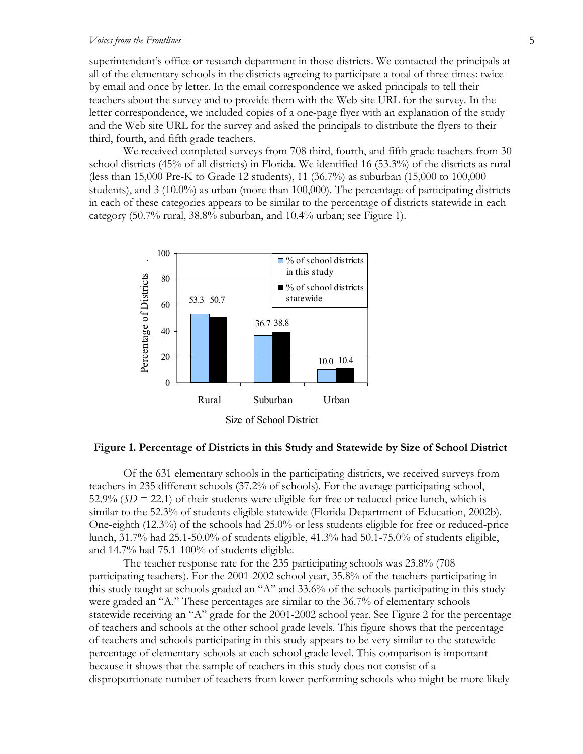superintendent's office or research department in those districts. We contacted the principals at all of the elementary schools in the districts agreeing to participate a total of three times: twice by email and once by letter. In the email correspondence we asked principals to tell their teachers about the survey and to provide them with the Web site URL for the survey. In the letter correspondence, we included copies of a one-page flyer with an explanation of the study and the Web site URL for the survey and asked the principals to distribute the flyers to their third, fourth, and fifth grade teachers.

We received completed surveys from 708 third, fourth, and fifth grade teachers from 30 school districts (45% of all districts) in Florida. We identified 16 (53.3%) of the districts as rural (less than 15,000 Pre-K to Grade 12 students), 11 (36.7%) as suburban (15,000 to 100,000 students), and 3 (10.0%) as urban (more than 100,000). The percentage of participating districts in each of these categories appears to be similar to the percentage of districts statewide in each category (50.7% rural, 38.8% suburban, and 10.4% urban; see Figure 1).

**Figure 1. Percentage of Districts in this Study and Statewide by Size of School District**

Of the 631 elementary schools in the participating districts, we received surveys from teachers in 235 different schools (37.2% of schools). For the average participating school, 52.9% (*SD* = 22.1) of their students were eligible for free or reduced-price lunch, which is similar to the 52.3% of students eligible statewide (Florida Department of Education, 2002b). One-eighth (12.3%) of the schools had 25.0% or less students eligible for free or reduced-price lunch, 31.7% had 25.1-50.0% of students eligible, 41.3% had 50.1-75.0% of students eligible, and 14.7% had 75.1-100% of students eligible.

The teacher response rate for the 235 participating schools was 23.8% (708 participating teachers). For the 2001-2002 school year, 35.8% of the teachers participating in this study taught at schools graded an "A" and 33.6% of the schools participating in this study were graded an "A." These percentages are similar to the 36.7% of elementary schools statewide receiving an "A" grade for the 2001-2002 school year. See Figure 2 for the percentage of teachers and schools at the other school grade levels. This figure shows that the percentage of teachers and schools participating in this study appears to be very similar to the statewide percentage of elementary schools at each school grade level. This comparison is important because it shows that the sample of teachers in this study does not consist of a disproportionate number of teachers from lower-performing schools who might be more likely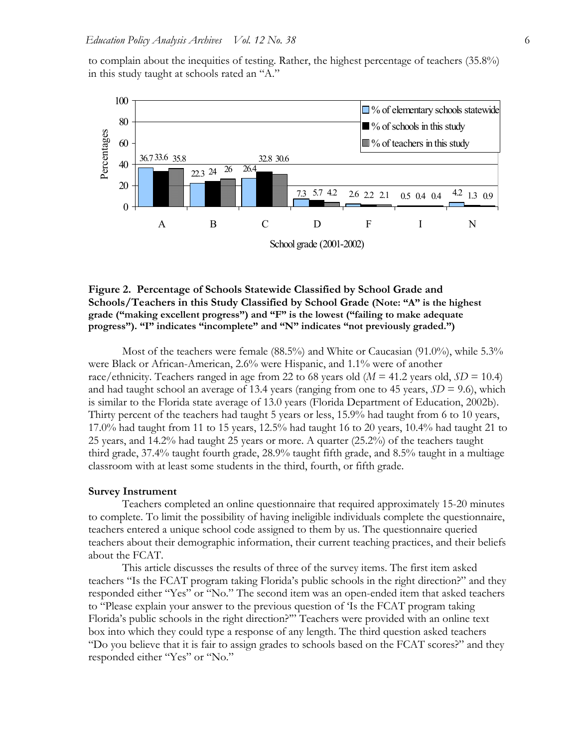to complain about the inequities of testing. Rather, the highest percentage of teachers (35.8%) in this study taught at schools rated an "A."

**Figure 2. Percentage of Schools Statewide Classified by School Grade and Schools/Teachers in this Study Classified by School Grade (Note: "A" is the highest grade ("making excellent progress") and "F" is the lowest ("failing to make adequate progress"). "I" indicates "incomplete" and "N" indicates "not previously graded.")**

Most of the teachers were female (88.5%) and White or Caucasian (91.0%), while 5.3% were Black or African-American, 2.6% were Hispanic, and 1.1% were of another race/ethnicity. Teachers ranged in age from 22 to 68 years old ($M$ = 41.2 years old, $SD$ = 10.4) and had taught school an average of 13.4 years (ranging from one to 45 years, $SD$ = 9.6), which is similar to the Florida state average of 13.0 years (Florida Department of Education, 2002b). Thirty percent of the teachers had taught 5 years or less, 15.9% had taught from 6 to 10 years, 17.0% had taught from 11 to 15 years, 12.5% had taught 16 to 20 years, 10.4% had taught 21 to 25 years, and 14.2% had taught 25 years or more. A quarter (25.2%) of the teachers taught third grade, 37.4% taught fourth grade, 28.9% taught fifth grade, and 8.5% taught in a multiage classroom with at least some students in the third, fourth, or fifth grade.

### Survey Instrument

Teachers completed an online questionnaire that required approximately 15-20 minutes to complete. To limit the possibility of having ineligible individuals complete the questionnaire, teachers entered a unique school code assigned to them by us. The questionnaire queried teachers about their demographic information, their current teaching practices, and their beliefs about the FCAT.

This article discusses the results of three of the survey items. The first item asked teachers "Is the FCAT program taking Florida's public schools in the right direction?" and they responded either "Yes" or "No." The second item was an open-ended item that asked teachers to "Please explain your answer to the previous question of 'Is the FCAT program taking Florida's public schools in the right direction?'" Teachers were provided with an online text box into which they could type a response of any length. The third question asked teachers "Do you believe that it is fair to assign grades to schools based on the FCAT scores?" and they responded either "Yes" or "No."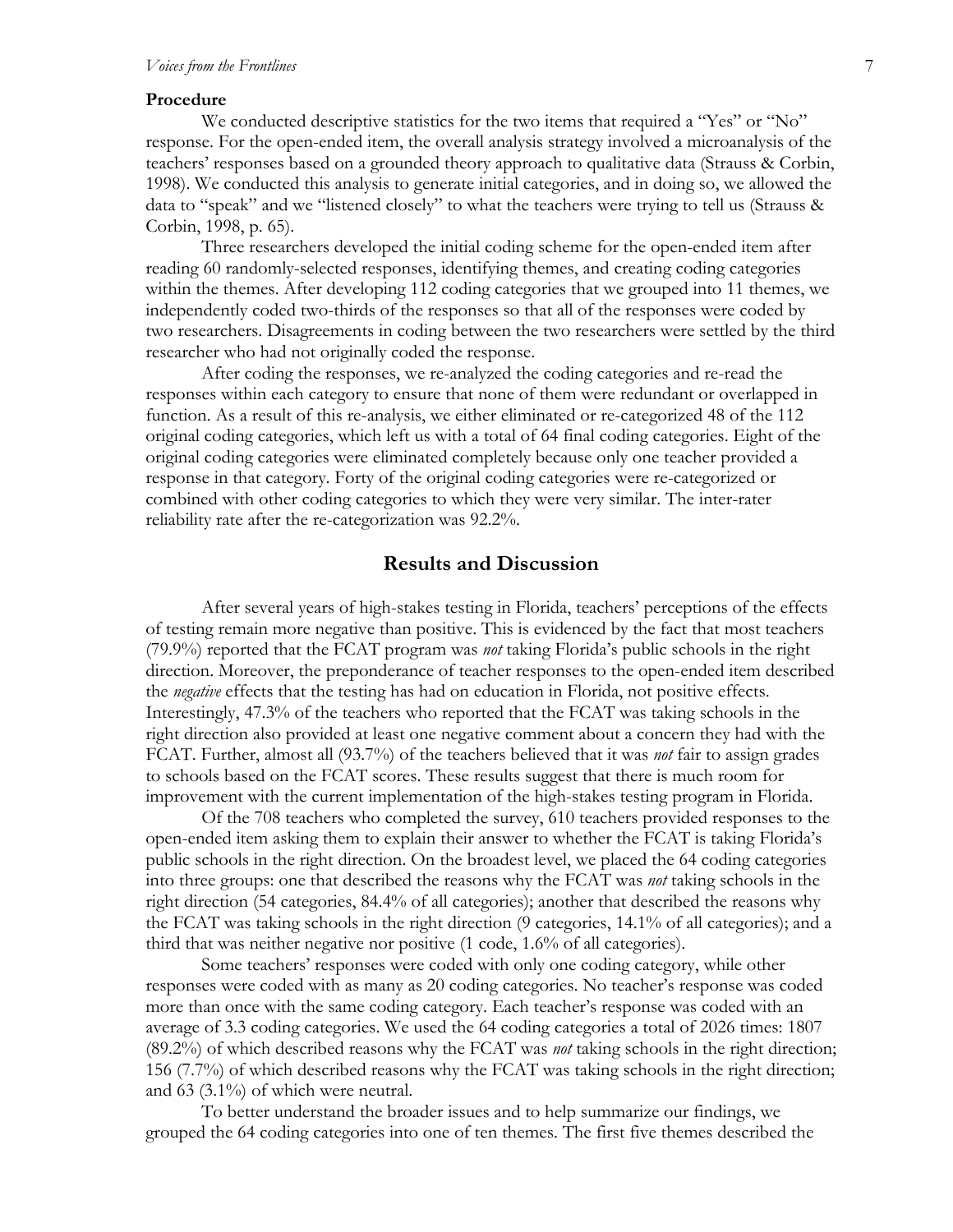### Procedure

We conducted descriptive statistics for the two items that required a "Yes" or "No" response. For the open-ended item, the overall analysis strategy involved a microanalysis of the teachers' responses based on a grounded theory approach to qualitative data (Strauss & Corbin, 1998). We conducted this analysis to generate initial categories, and in doing so, we allowed the data to "speak" and we "listened closely" to what the teachers were trying to tell us (Strauss & Corbin, 1998, p. 65).

Three researchers developed the initial coding scheme for the open-ended item after reading 60 randomly-selected responses, identifying themes, and creating coding categories within the themes. After developing 112 coding categories that we grouped into 11 themes, we independently coded two-thirds of the responses so that all of the responses were coded by two researchers. Disagreements in coding between the two researchers were settled by the third researcher who had not originally coded the response.

After coding the responses, we re-analyzed the coding categories and re-read the responses within each category to ensure that none of them were redundant or overlapped in function. As a result of this re-analysis, we either eliminated or re-categorized 48 of the 112 original coding categories, which left us with a total of 64 final coding categories. Eight of the original coding categories were eliminated completely because only one teacher provided a response in that category. Forty of the original coding categories were re-categorized or combined with other coding categories to which they were very similar. The inter-rater reliability rate after the re-categorization was 92.2%.

## Results and Discussion

After several years of high-stakes testing in Florida, teachers' perceptions of the effects of testing remain more negative than positive. This is evidenced by the fact that most teachers (79.9%) reported that the FCAT program was *not* taking Florida's public schools in the right direction. Moreover, the preponderance of teacher responses to the open-ended item described the *negative* effects that the testing has had on education in Florida, not positive effects. Interestingly, 47.3% of the teachers who reported that the FCAT was taking schools in the right direction also provided at least one negative comment about a concern they had with the FCAT. Further, almost all (93.7%) of the teachers believed that it was *not* fair to assign grades to schools based on the FCAT scores. These results suggest that there is much room for improvement with the current implementation of the high-stakes testing program in Florida.

Of the 708 teachers who completed the survey, 610 teachers provided responses to the open-ended item asking them to explain their answer to whether the FCAT is taking Florida's public schools in the right direction. On the broadest level, we placed the 64 coding categories into three groups: one that described the reasons why the FCAT was *not* taking schools in the right direction (54 categories, 84.4% of all categories); another that described the reasons why the FCAT was taking schools in the right direction (9 categories, 14.1% of all categories); and a third that was neither negative nor positive (1 code, 1.6% of all categories).

Some teachers' responses were coded with only one coding category, while other responses were coded with as many as 20 coding categories. No teacher's response was coded more than once with the same coding category. Each teacher's response was coded with an average of 3.3 coding categories. We used the 64 coding categories a total of 2026 times: 1807 (89.2%) of which described reasons why the FCAT was *not* taking schools in the right direction; 156 (7.7%) of which described reasons why the FCAT was taking schools in the right direction; and 63 (3.1%) of which were neutral.

To better understand the broader issues and to help summarize our findings, we grouped the 64 coding categories into one of ten themes. The first five themes described the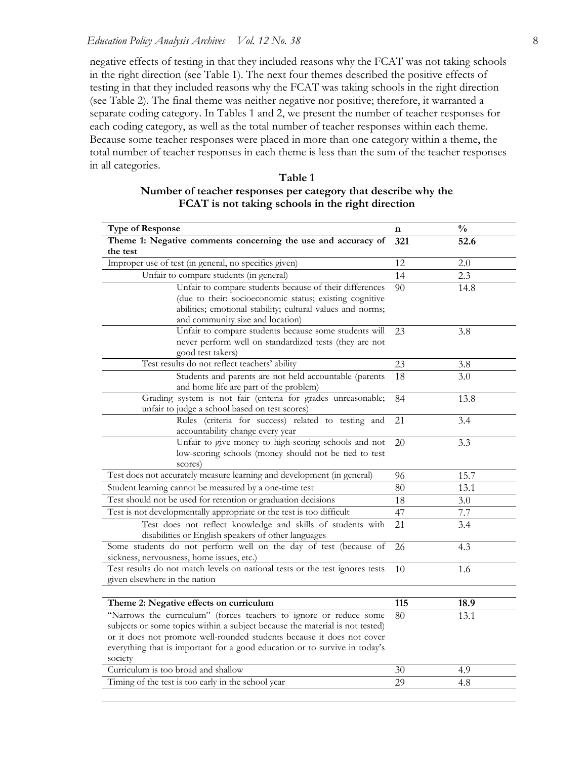negative effects of testing in that they included reasons why the FCAT was not taking schools in the right direction (see Table 1). The next four themes described the positive effects of testing in that they included reasons why the FCAT was taking schools in the right direction (see Table 2). The final theme was neither negative nor positive; therefore, it warranted a separate coding category. In Tables 1 and 2, we present the number of teacher responses for each coding category, as well as the total number of teacher responses within each theme. Because some teacher responses were placed in more than one category within a theme, the total number of teacher responses in each theme is less than the sum of the teacher responses in all categories.

**Table 1**
**Number of teacher responses per category that describe why the FCAT is not taking schools in the right direction**

| Type of Response | n | % |
|---|---|---|
| **Theme 1: Negative comments concerning the use and accuracy of the test** | **321** | **52.6** |
| Improper use of test (in general, no specifics given) | 12 | 2.0 |
| Unfair to compare students (in general) | 14 | 2.3 |
| Unfair to compare students because of their differences (due to their: socioeconomic status; existing cognitive abilities; emotional stability; cultural values and norms; and community size and location) | 90 | 14.8 |
| Unfair to compare students because some students will never perform well on standardized tests (they are not good test takers) | 23 | 3.8 |
| Test results do not reflect teachers' ability | 23 | 3.8 |
| Students and parents are not held accountable (parents and home life are part of the problem) | 18 | 3.0 |
| Grading system is not fair (criteria for grades unreasonable; unfair to judge a school based on test scores) | 84 | 13.8 |
| Rules (criteria for success) related to testing and accountability change every year | 21 | 3.4 |
| Unfair to give money to high-scoring schools and not low-scoring schools (money should not be tied to test scores) | 20 | 3.3 |
| Test does not accurately measure learning and development (in general) | 96 | 15.7 |
| Student learning cannot be measured by a one-time test | 80 | 13.1 |
| Test should not be used for retention or graduation decisions | 18 | 3.0 |
| Test is not developmentally appropriate or the test is too difficult | 47 | 7.7 |
| Test does not reflect knowledge and skills of students with disabilities or English speakers of other languages | 21 | 3.4 |
| Some students do not perform well on the day of test (because of sickness, nervousness, home issues, etc.) | 26 | 4.3 |
| Test results do not match levels on national tests or the test ignores tests given elsewhere in the nation | 10 | 1.6 |
| | | |
| **Theme 2: Negative effects on curriculum** | **115** | **18.9** |
| "Narrows the curriculum" (forces teachers to ignore or reduce some subjects or some topics within a subject because the material is not tested) or it does not promote well-rounded students because it does not cover everything that is important for a good education or to survive in today's society | 80 | 13.1 |
| Curriculum is too broad and shallow | 30 | 4.9 |
| Timing of the test is too early in the school year | 29 | 4.8 |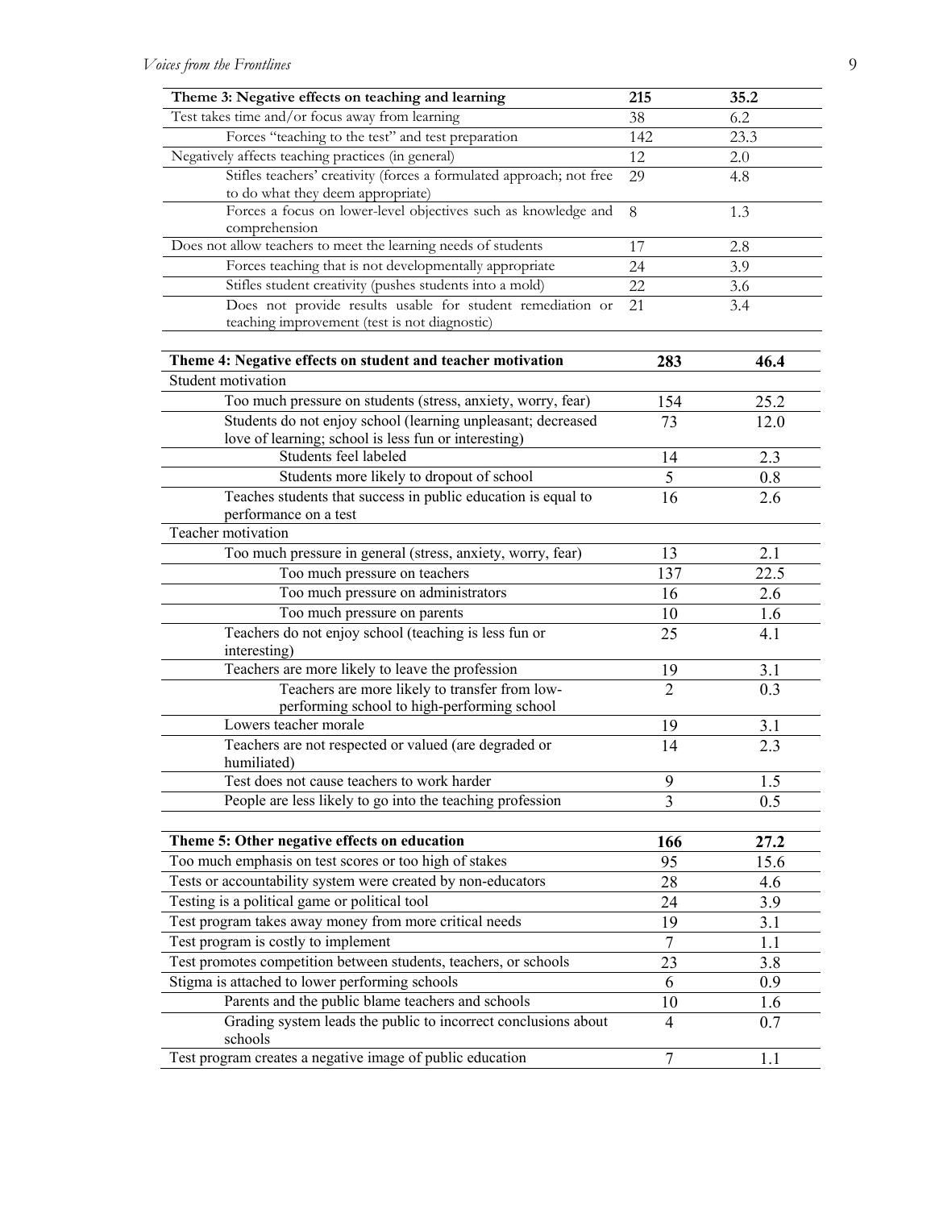| Theme 3: Negative effects on teaching and learning | 215 | 35.2 |
|---|---|---|
| Test takes time and/or focus away from learning | 38 | 6.2 |
| Forces "teaching to the test" and test preparation | 142 | 23.3 |
| Negatively affects teaching practices (in general) | 12 | 2.0 |
| Stifles teachers' creativity (forces a formulated approach; not free to do what they deem appropriate) | 29 | 4.8 |
| Forces a focus on lower-level objectives such as knowledge and comprehension | 8 | 1.3 |
| Does not allow teachers to meet the learning needs of students | 17 | 2.8 |
| Forces teaching that is not developmentally appropriate | 24 | 3.9 |
| Stifles student creativity (pushes students into a mold) | 22 | 3.6 |
| Does not provide results usable for student remediation or teaching improvement (test is not diagnostic) | 21 | 3.4 |

| Theme 4: Negative effects on student and teacher motivation | 283 | 46.4 |
|---|---|---|
| Student motivation | | |
| Too much pressure on students (stress, anxiety, worry, fear) | 154 | 25.2 |
| Students do not enjoy school (learning unpleasant; decreased love of learning; school is less fun or interesting) | 73 | 12.0 |
| Students feel labeled | 14 | 2.3 |
| Students more likely to dropout of school | 5 | 0.8 |
| Teaches students that success in public education is equal to performance on a test | 16 | 2.6 |
| Teacher motivation | | |
| Too much pressure in general (stress, anxiety, worry, fear) | 13 | 2.1 |
| Too much pressure on teachers | 137 | 22.5 |
| Too much pressure on administrators | 16 | 2.6 |
| Too much pressure on parents | 10 | 1.6 |
| Teachers do not enjoy school (teaching is less fun or interesting) | 25 | 4.1 |
| Teachers are more likely to leave the profession | 19 | 3.1 |
| Teachers are more likely to transfer from low-performing school to high-performing school | 2 | 0.3 |
| Lowers teacher morale | 19 | 3.1 |
| Teachers are not respected or valued (are degraded or humiliated) | 14 | 2.3 |
| Test does not cause teachers to work harder | 9 | 1.5 |
| People are less likely to go into the teaching profession | 3 | 0.5 |

| Theme 5: Other negative effects on education | 166 | 27.2 |
|---|---|---|
| Too much emphasis on test scores or too high of stakes | 95 | 15.6 |
| Tests or accountability system were created by non-educators | 28 | 4.6 |
| Testing is a political game or political tool | 24 | 3.9 |
| Test program takes away money from more critical needs | 19 | 3.1 |
| Test program is costly to implement | 7 | 1.1 |
| Test promotes competition between students, teachers, or schools | 23 | 3.8 |
| Stigma is attached to lower performing schools | 6 | 0.9 |
| Parents and the public blame teachers and schools | 10 | 1.6 |
| Grading system leads the public to incorrect conclusions about schools | 4 | 0.7 |
| Test program creates a negative image of public education | 7 | 1.1 |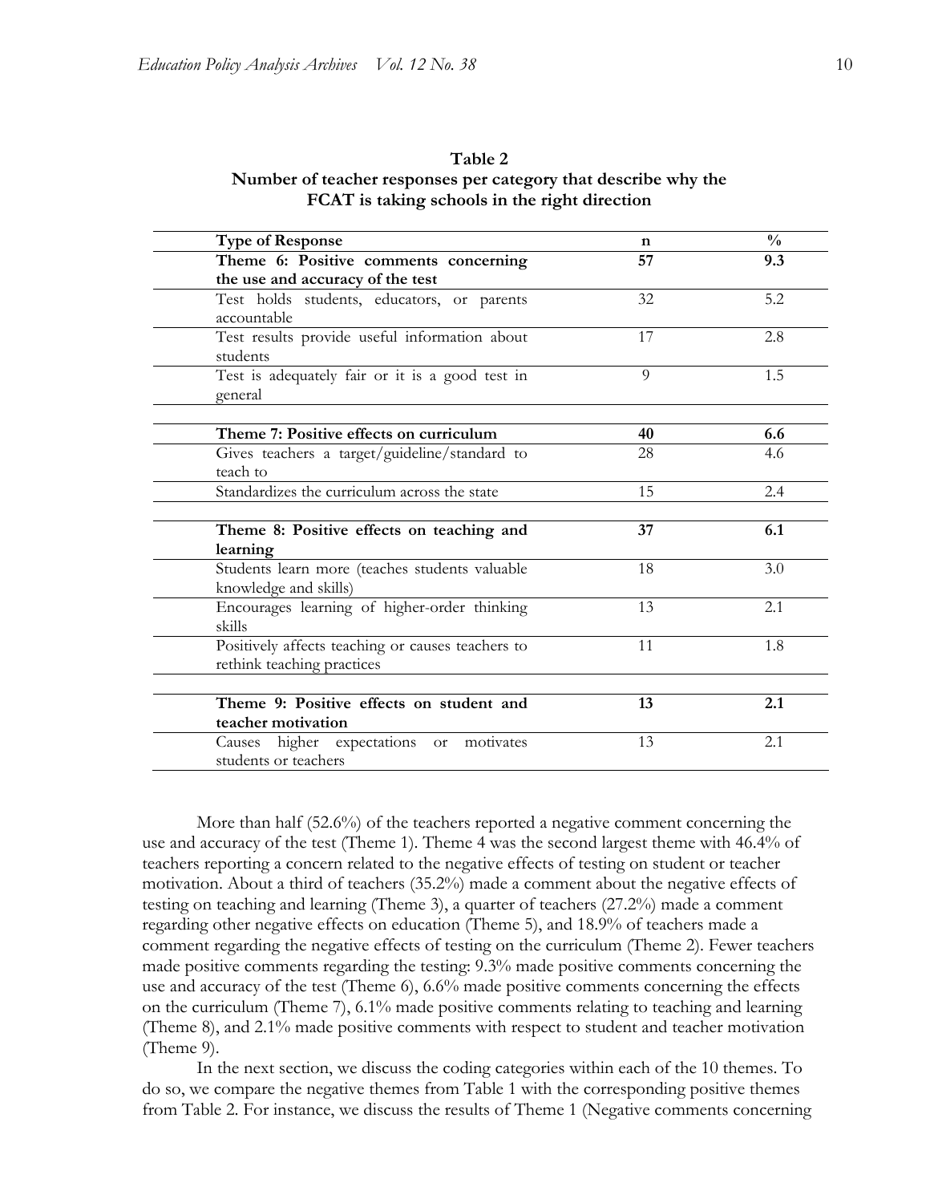**Table 2**
**Number of teacher responses per category that describe why the FCAT is taking schools in the right direction**

| Type of Response | n | % |
|---|---|---|
| **Theme 6: Positive comments concerning the use and accuracy of the test** | **57** | **9.3** |
| Test holds students, educators, or parents accountable | 32 | 5.2 |
| Test results provide useful information about students | 17 | 2.8 |
| Test is adequately fair or it is a good test in general | 9 | 1.5 |
| | | |
| **Theme 7: Positive effects on curriculum** | **40** | **6.6** |
| Gives teachers a target/guideline/standard to teach to | 28 | 4.6 |
| Standardizes the curriculum across the state | 15 | 2.4 |
| | | |
| **Theme 8: Positive effects on teaching and learning** | **37** | **6.1** |
| Students learn more (teaches students valuable knowledge and skills) | 18 | 3.0 |
| Encourages learning of higher-order thinking skills | 13 | 2.1 |
| Positively affects teaching or causes teachers to rethink teaching practices | 11 | 1.8 |
| | | |
| **Theme 9: Positive effects on student and teacher motivation** | **13** | **2.1** |
| Causes higher expectations or motivates students or teachers | 13 | 2.1 |

More than half (52.6%) of the teachers reported a negative comment concerning the use and accuracy of the test (Theme 1). Theme 4 was the second largest theme with 46.4% of teachers reporting a concern related to the negative effects of testing on student or teacher motivation. About a third of teachers (35.2%) made a comment about the negative effects of testing on teaching and learning (Theme 3), a quarter of teachers (27.2%) made a comment regarding other negative effects on education (Theme 5), and 18.9% of teachers made a comment regarding the negative effects of testing on the curriculum (Theme 2). Fewer teachers made positive comments regarding the testing: 9.3% made positive comments concerning the use and accuracy of the test (Theme 6), 6.6% made positive comments concerning the effects on the curriculum (Theme 7), 6.1% made positive comments relating to teaching and learning (Theme 8), and 2.1% made positive comments with respect to student and teacher motivation (Theme 9).

In the next section, we discuss the coding categories within each of the 10 themes. To do so, we compare the negative themes from Table 1 with the corresponding positive themes from Table 2. For instance, we discuss the results of Theme 1 (Negative comments concerning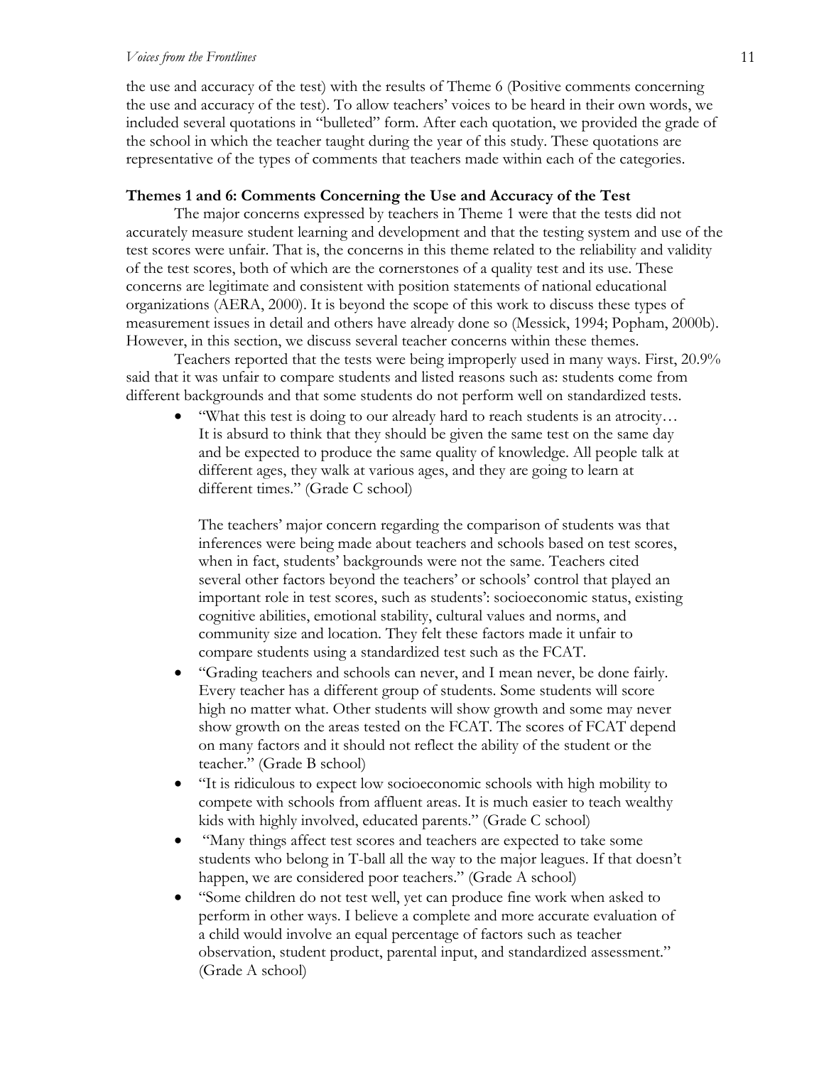the use and accuracy of the test) with the results of Theme 6 (Positive comments concerning the use and accuracy of the test). To allow teachers' voices to be heard in their own words, we included several quotations in "bulleted" form. After each quotation, we provided the grade of the school in which the teacher taught during the year of this study. These quotations are representative of the types of comments that teachers made within each of the categories.

### Themes 1 and 6: Comments Concerning the Use and Accuracy of the Test

The major concerns expressed by teachers in Theme 1 were that the tests did not accurately measure student learning and development and that the testing system and use of the test scores were unfair. That is, the concerns in this theme related to the reliability and validity of the test scores, both of which are the cornerstones of a quality test and its use. These concerns are legitimate and consistent with position statements of national educational organizations (AERA, 2000). It is beyond the scope of this work to discuss these types of measurement issues in detail and others have already done so (Messick, 1994; Popham, 2000b). However, in this section, we discuss several teacher concerns within these themes.

Teachers reported that the tests were being improperly used in many ways. First, 20.9% said that it was unfair to compare students and listed reasons such as: students come from different backgrounds and that some students do not perform well on standardized tests.

- "What this test is doing to our already hard to reach students is an atrocity… It is absurd to think that they should be given the same test on the same day and be expected to produce the same quality of knowledge. All people talk at different ages, they walk at various ages, and they are going to learn at different times." (Grade C school)

  The teachers' major concern regarding the comparison of students was that inferences were being made about teachers and schools based on test scores, when in fact, students' backgrounds were not the same. Teachers cited several other factors beyond the teachers' or schools' control that played an important role in test scores, such as students': socioeconomic status, existing cognitive abilities, emotional stability, cultural values and norms, and community size and location. They felt these factors made it unfair to compare students using a standardized test such as the FCAT.

- "Grading teachers and schools can never, and I mean never, be done fairly. Every teacher has a different group of students. Some students will score high no matter what. Other students will show growth and some may never show growth on the areas tested on the FCAT. The scores of FCAT depend on many factors and it should not reflect the ability of the student or the teacher." (Grade B school)
- "It is ridiculous to expect low socioeconomic schools with high mobility to compete with schools from affluent areas. It is much easier to teach wealthy kids with highly involved, educated parents." (Grade C school)
- "Many things affect test scores and teachers are expected to take some students who belong in T-ball all the way to the major leagues. If that doesn't happen, we are considered poor teachers." (Grade A school)
- "Some children do not test well, yet can produce fine work when asked to perform in other ways. I believe a complete and more accurate evaluation of a child would involve an equal percentage of factors such as teacher observation, student product, parental input, and standardized assessment." (Grade A school)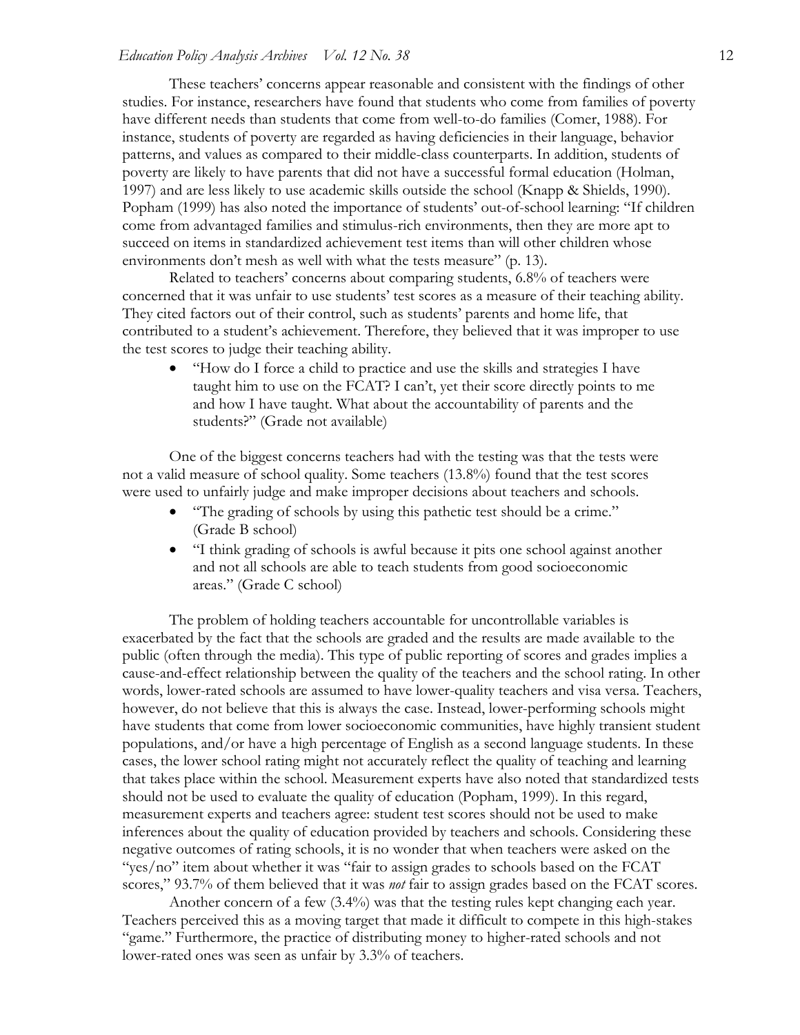These teachers' concerns appear reasonable and consistent with the findings of other studies. For instance, researchers have found that students who come from families of poverty have different needs than students that come from well-to-do families (Comer, 1988). For instance, students of poverty are regarded as having deficiencies in their language, behavior patterns, and values as compared to their middle-class counterparts. In addition, students of poverty are likely to have parents that did not have a successful formal education (Holman, 1997) and are less likely to use academic skills outside the school (Knapp & Shields, 1990). Popham (1999) has also noted the importance of students' out-of-school learning: "If children come from advantaged families and stimulus-rich environments, then they are more apt to succeed on items in standardized achievement test items than will other children whose environments don't mesh as well with what the tests measure" (p. 13).

Related to teachers' concerns about comparing students, 6.8% of teachers were concerned that it was unfair to use students' test scores as a measure of their teaching ability. They cited factors out of their control, such as students' parents and home life, that contributed to a student's achievement. Therefore, they believed that it was improper to use the test scores to judge their teaching ability.

- "How do I force a child to practice and use the skills and strategies I have taught him to use on the FCAT? I can't, yet their score directly points to me and how I have taught. What about the accountability of parents and the students?" (Grade not available)

One of the biggest concerns teachers had with the testing was that the tests were not a valid measure of school quality. Some teachers (13.8%) found that the test scores were used to unfairly judge and make improper decisions about teachers and schools.

- "The grading of schools by using this pathetic test should be a crime." (Grade B school)
- "I think grading of schools is awful because it pits one school against another and not all schools are able to teach students from good socioeconomic areas." (Grade C school)

The problem of holding teachers accountable for uncontrollable variables is exacerbated by the fact that the schools are graded and the results are made available to the public (often through the media). This type of public reporting of scores and grades implies a cause-and-effect relationship between the quality of the teachers and the school rating. In other words, lower-rated schools are assumed to have lower-quality teachers and visa versa. Teachers, however, do not believe that this is always the case. Instead, lower-performing schools might have students that come from lower socioeconomic communities, have highly transient student populations, and/or have a high percentage of English as a second language students. In these cases, the lower school rating might not accurately reflect the quality of teaching and learning that takes place within the school. Measurement experts have also noted that standardized tests should not be used to evaluate the quality of education (Popham, 1999). In this regard, measurement experts and teachers agree: student test scores should not be used to make inferences about the quality of education provided by teachers and schools. Considering these negative outcomes of rating schools, it is no wonder that when teachers were asked on the "yes/no" item about whether it was "fair to assign grades to schools based on the FCAT scores," 93.7% of them believed that it was *not* fair to assign grades based on the FCAT scores.

Another concern of a few (3.4%) was that the testing rules kept changing each year. Teachers perceived this as a moving target that made it difficult to compete in this high-stakes "game." Furthermore, the practice of distributing money to higher-rated schools and not lower-rated ones was seen as unfair by 3.3% of teachers.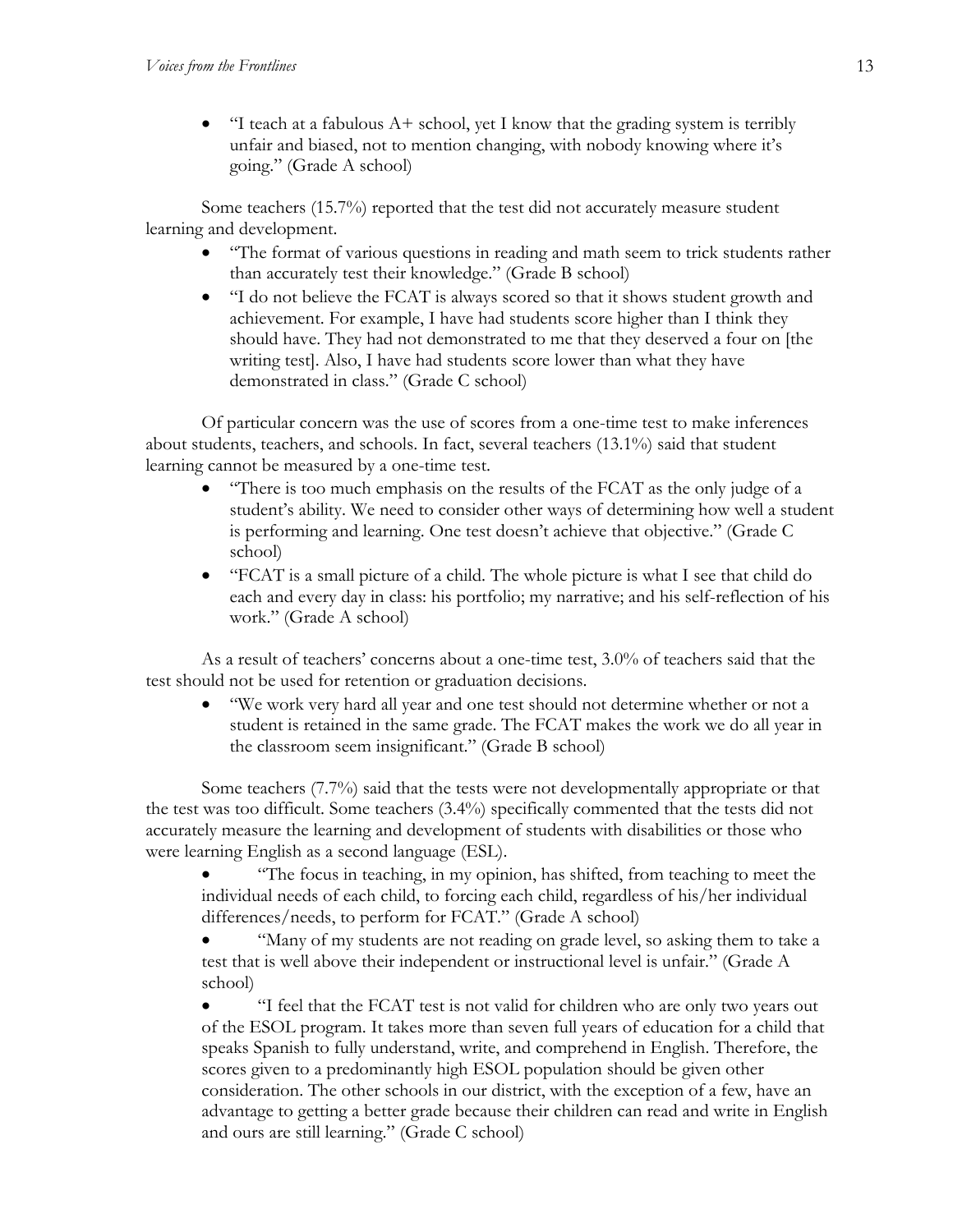- "I teach at a fabulous A+ school, yet I know that the grading system is terribly unfair and biased, not to mention changing, with nobody knowing where it's going." (Grade A school)

Some teachers (15.7%) reported that the test did not accurately measure student learning and development.

- "The format of various questions in reading and math seem to trick students rather than accurately test their knowledge." (Grade B school)
- "I do not believe the FCAT is always scored so that it shows student growth and achievement. For example, I have had students score higher than I think they should have. They had not demonstrated to me that they deserved a four on [the writing test]. Also, I have had students score lower than what they have demonstrated in class." (Grade C school)

Of particular concern was the use of scores from a one-time test to make inferences about students, teachers, and schools. In fact, several teachers (13.1%) said that student learning cannot be measured by a one-time test.

- "There is too much emphasis on the results of the FCAT as the only judge of a student's ability. We need to consider other ways of determining how well a student is performing and learning. One test doesn't achieve that objective." (Grade C school)
- "FCAT is a small picture of a child. The whole picture is what I see that child do each and every day in class: his portfolio; my narrative; and his self-reflection of his work." (Grade A school)

As a result of teachers' concerns about a one-time test, 3.0% of teachers said that the test should not be used for retention or graduation decisions.

- "We work very hard all year and one test should not determine whether or not a student is retained in the same grade. The FCAT makes the work we do all year in the classroom seem insignificant." (Grade B school)

Some teachers (7.7%) said that the tests were not developmentally appropriate or that the test was too difficult. Some teachers (3.4%) specifically commented that the tests did not accurately measure the learning and development of students with disabilities or those who were learning English as a second language (ESL).

- "The focus in teaching, in my opinion, has shifted, from teaching to meet the individual needs of each child, to forcing each child, regardless of his/her individual differences/needs, to perform for FCAT." (Grade A school)
- "Many of my students are not reading on grade level, so asking them to take a test that is well above their independent or instructional level is unfair." (Grade A school)
- "I feel that the FCAT test is not valid for children who are only two years out of the ESOL program. It takes more than seven full years of education for a child that speaks Spanish to fully understand, write, and comprehend in English. Therefore, the scores given to a predominantly high ESOL population should be given other consideration. The other schools in our district, with the exception of a few, have an advantage to getting a better grade because their children can read and write in English and ours are still learning." (Grade C school)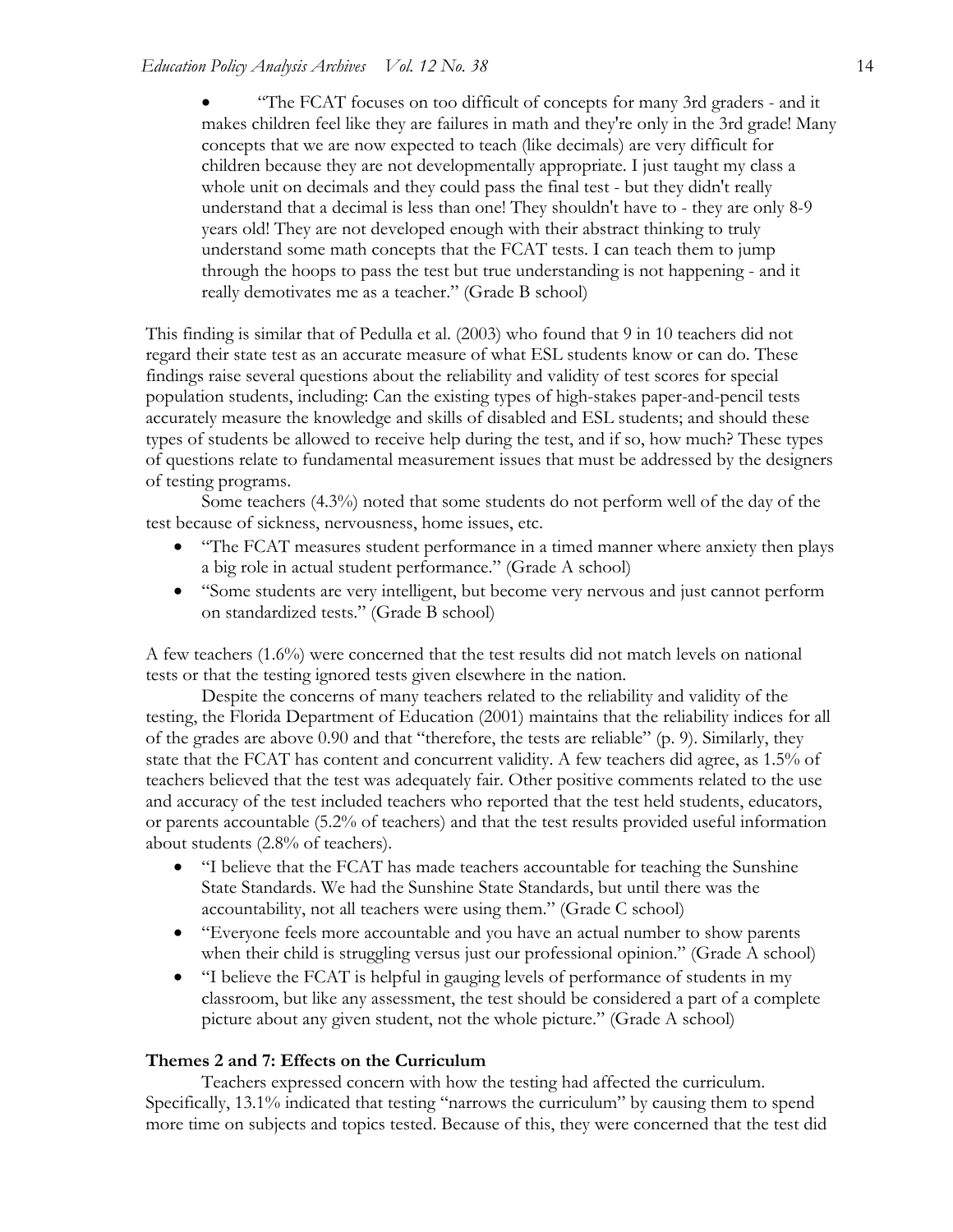- "The FCAT focuses on too difficult of concepts for many 3rd graders - and it makes children feel like they are failures in math and they're only in the 3rd grade! Many concepts that we are now expected to teach (like decimals) are very difficult for children because they are not developmentally appropriate. I just taught my class a whole unit on decimals and they could pass the final test - but they didn't really understand that a decimal is less than one! They shouldn't have to - they are only 8-9 years old! They are not developed enough with their abstract thinking to truly understand some math concepts that the FCAT tests. I can teach them to jump through the hoops to pass the test but true understanding is not happening - and it really demotivates me as a teacher." (Grade B school)

This finding is similar that of Pedulla et al. (2003) who found that 9 in 10 teachers did not regard their state test as an accurate measure of what ESL students know or can do. These findings raise several questions about the reliability and validity of test scores for special population students, including: Can the existing types of high-stakes paper-and-pencil tests accurately measure the knowledge and skills of disabled and ESL students; and should these types of students be allowed to receive help during the test, and if so, how much? These types of questions relate to fundamental measurement issues that must be addressed by the designers of testing programs.

Some teachers (4.3%) noted that some students do not perform well of the day of the test because of sickness, nervousness, home issues, etc.

- "The FCAT measures student performance in a timed manner where anxiety then plays a big role in actual student performance." (Grade A school)
- "Some students are very intelligent, but become very nervous and just cannot perform on standardized tests." (Grade B school)

A few teachers (1.6%) were concerned that the test results did not match levels on national tests or that the testing ignored tests given elsewhere in the nation.

Despite the concerns of many teachers related to the reliability and validity of the testing, the Florida Department of Education (2001) maintains that the reliability indices for all of the grades are above 0.90 and that "therefore, the tests are reliable" (p. 9). Similarly, they state that the FCAT has content and concurrent validity. A few teachers did agree, as 1.5% of teachers believed that the test was adequately fair. Other positive comments related to the use and accuracy of the test included teachers who reported that the test held students, educators, or parents accountable (5.2% of teachers) and that the test results provided useful information about students (2.8% of teachers).

- "I believe that the FCAT has made teachers accountable for teaching the Sunshine State Standards. We had the Sunshine State Standards, but until there was the accountability, not all teachers were using them." (Grade C school)
- "Everyone feels more accountable and you have an actual number to show parents when their child is struggling versus just our professional opinion." (Grade A school)
- "I believe the FCAT is helpful in gauging levels of performance of students in my classroom, but like any assessment, the test should be considered a part of a complete picture about any given student, not the whole picture." (Grade A school)

**Themes 2 and 7: Effects on the Curriculum**

Teachers expressed concern with how the testing had affected the curriculum. Specifically, 13.1% indicated that testing "narrows the curriculum" by causing them to spend more time on subjects and topics tested. Because of this, they were concerned that the test did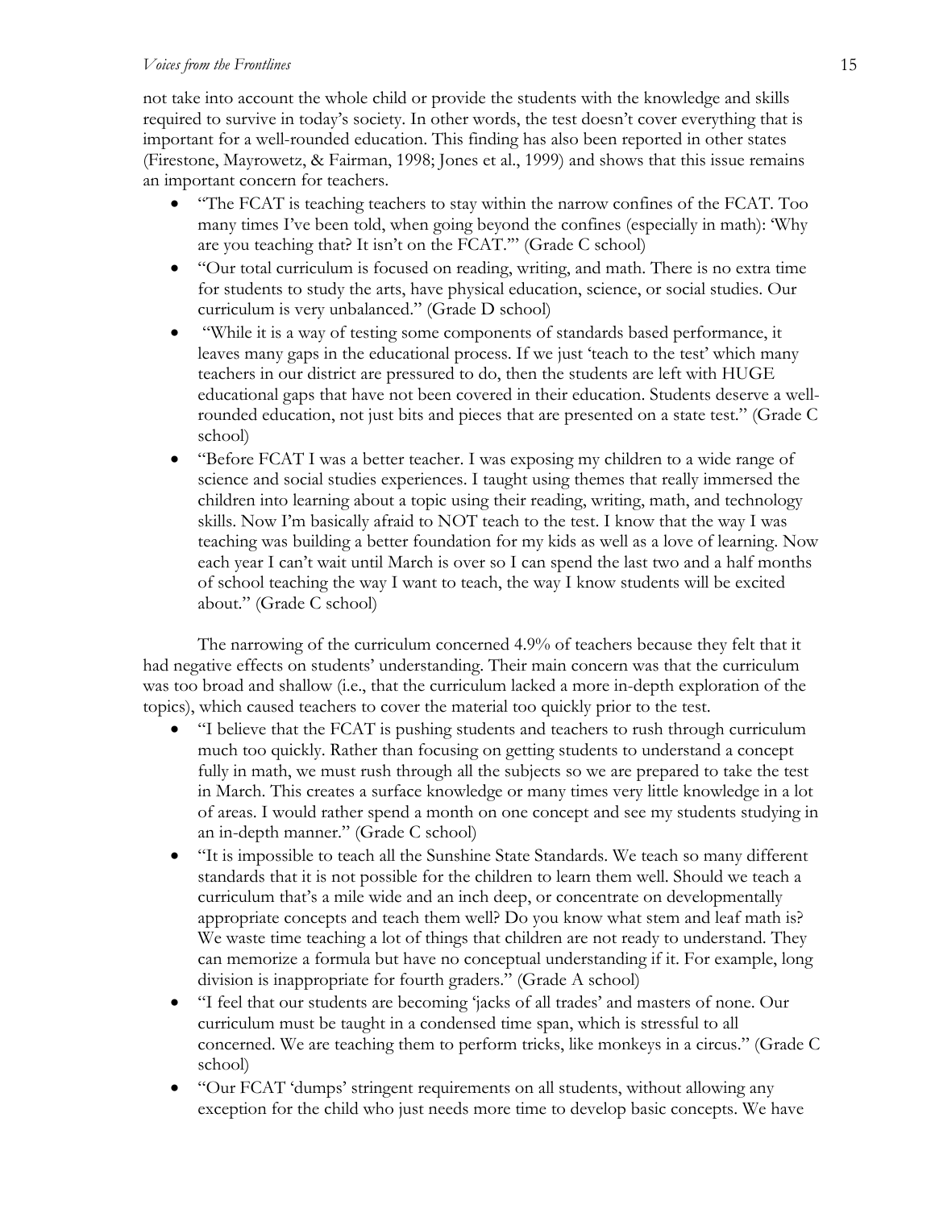not take into account the whole child or provide the students with the knowledge and skills required to survive in today's society. In other words, the test doesn't cover everything that is important for a well-rounded education. This finding has also been reported in other states (Firestone, Mayrowetz, & Fairman, 1998; Jones et al., 1999) and shows that this issue remains an important concern for teachers.

- "The FCAT is teaching teachers to stay within the narrow confines of the FCAT. Too many times I've been told, when going beyond the confines (especially in math): 'Why are you teaching that? It isn't on the FCAT.'" (Grade C school)
- "Our total curriculum is focused on reading, writing, and math. There is no extra time for students to study the arts, have physical education, science, or social studies. Our curriculum is very unbalanced." (Grade D school)
- "While it is a way of testing some components of standards based performance, it leaves many gaps in the educational process. If we just 'teach to the test' which many teachers in our district are pressured to do, then the students are left with HUGE educational gaps that have not been covered in their education. Students deserve a well-rounded education, not just bits and pieces that are presented on a state test." (Grade C school)
- "Before FCAT I was a better teacher. I was exposing my children to a wide range of science and social studies experiences. I taught using themes that really immersed the children into learning about a topic using their reading, writing, math, and technology skills. Now I'm basically afraid to NOT teach to the test. I know that the way I was teaching was building a better foundation for my kids as well as a love of learning. Now each year I can't wait until March is over so I can spend the last two and a half months of school teaching the way I want to teach, the way I know students will be excited about." (Grade C school)

The narrowing of the curriculum concerned 4.9% of teachers because they felt that it had negative effects on students' understanding. Their main concern was that the curriculum was too broad and shallow (i.e., that the curriculum lacked a more in-depth exploration of the topics), which caused teachers to cover the material too quickly prior to the test.

- "I believe that the FCAT is pushing students and teachers to rush through curriculum much too quickly. Rather than focusing on getting students to understand a concept fully in math, we must rush through all the subjects so we are prepared to take the test in March. This creates a surface knowledge or many times very little knowledge in a lot of areas. I would rather spend a month on one concept and see my students studying in an in-depth manner." (Grade C school)
- "It is impossible to teach all the Sunshine State Standards. We teach so many different standards that it is not possible for the children to learn them well. Should we teach a curriculum that's a mile wide and an inch deep, or concentrate on developmentally appropriate concepts and teach them well? Do you know what stem and leaf math is? We waste time teaching a lot of things that children are not ready to understand. They can memorize a formula but have no conceptual understanding if it. For example, long division is inappropriate for fourth graders." (Grade A school)
- "I feel that our students are becoming 'jacks of all trades' and masters of none. Our curriculum must be taught in a condensed time span, which is stressful to all concerned. We are teaching them to perform tricks, like monkeys in a circus." (Grade C school)
- "Our FCAT 'dumps' stringent requirements on all students, without allowing any exception for the child who just needs more time to develop basic concepts. We have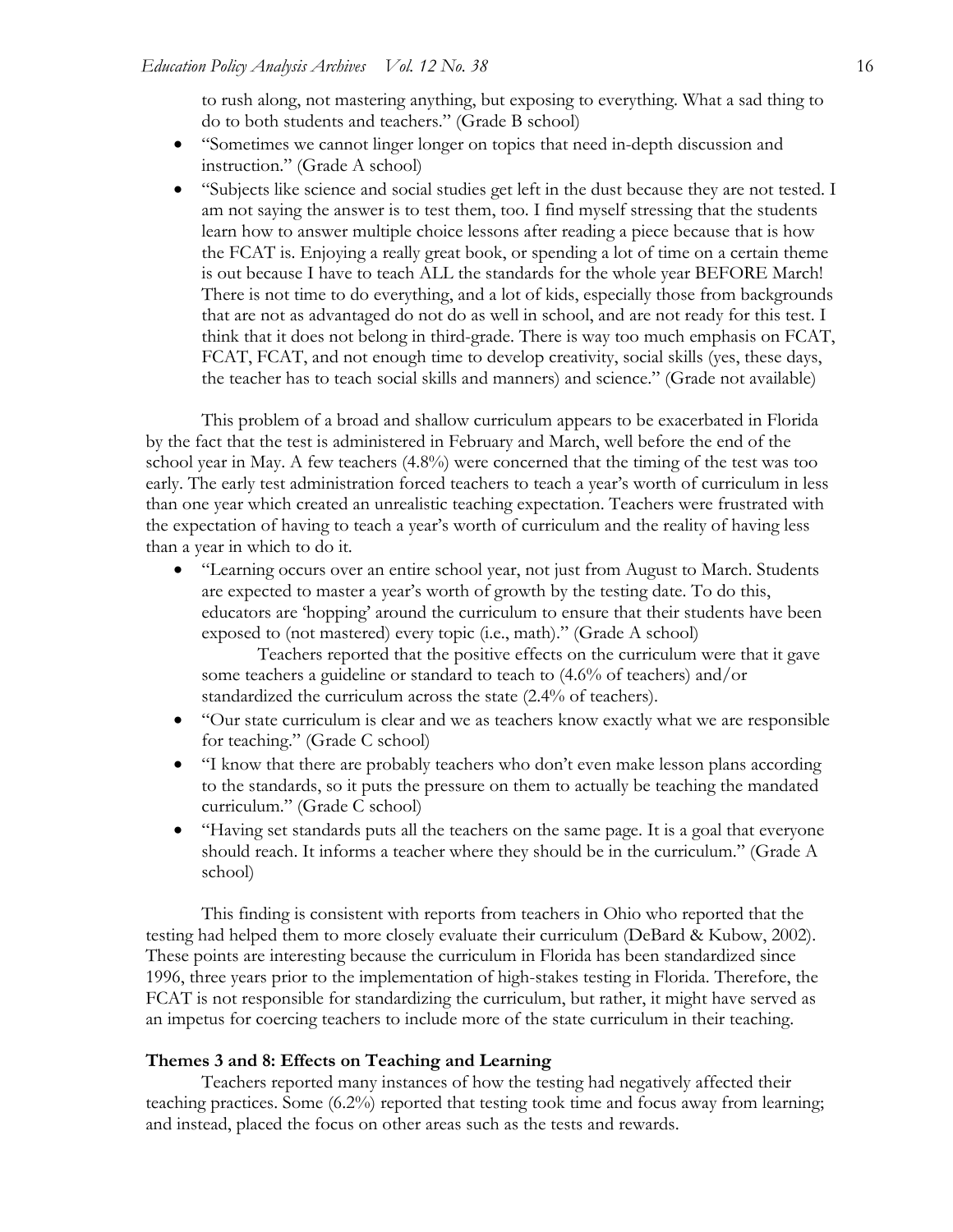to rush along, not mastering anything, but exposing to everything. What a sad thing to do to both students and teachers." (Grade B school)

- "Sometimes we cannot linger longer on topics that need in-depth discussion and instruction." (Grade A school)
- "Subjects like science and social studies get left in the dust because they are not tested. I am not saying the answer is to test them, too. I find myself stressing that the students learn how to answer multiple choice lessons after reading a piece because that is how the FCAT is. Enjoying a really great book, or spending a lot of time on a certain theme is out because I have to teach ALL the standards for the whole year BEFORE March! There is not time to do everything, and a lot of kids, especially those from backgrounds that are not as advantaged do not do as well in school, and are not ready for this test. I think that it does not belong in third-grade. There is way too much emphasis on FCAT, FCAT, FCAT, and not enough time to develop creativity, social skills (yes, these days, the teacher has to teach social skills and manners) and science." (Grade not available)

This problem of a broad and shallow curriculum appears to be exacerbated in Florida by the fact that the test is administered in February and March, well before the end of the school year in May. A few teachers (4.8%) were concerned that the timing of the test was too early. The early test administration forced teachers to teach a year's worth of curriculum in less than one year which created an unrealistic teaching expectation. Teachers were frustrated with the expectation of having to teach a year's worth of curriculum and the reality of having less than a year in which to do it.

- "Learning occurs over an entire school year, not just from August to March. Students are expected to master a year's worth of growth by the testing date. To do this, educators are 'hopping' around the curriculum to ensure that their students have been exposed to (not mastered) every topic (i.e., math)." (Grade A school)

  Teachers reported that the positive effects on the curriculum were that it gave some teachers a guideline or standard to teach to (4.6% of teachers) and/or standardized the curriculum across the state (2.4% of teachers).
- "Our state curriculum is clear and we as teachers know exactly what we are responsible for teaching." (Grade C school)
- "I know that there are probably teachers who don't even make lesson plans according to the standards, so it puts the pressure on them to actually be teaching the mandated curriculum." (Grade C school)
- "Having set standards puts all the teachers on the same page. It is a goal that everyone should reach. It informs a teacher where they should be in the curriculum." (Grade A school)

This finding is consistent with reports from teachers in Ohio who reported that the testing had helped them to more closely evaluate their curriculum (DeBard & Kubow, 2002). These points are interesting because the curriculum in Florida has been standardized since 1996, three years prior to the implementation of high-stakes testing in Florida. Therefore, the FCAT is not responsible for standardizing the curriculum, but rather, it might have served as an impetus for coercing teachers to include more of the state curriculum in their teaching.

**Themes 3 and 8: Effects on Teaching and Learning**

Teachers reported many instances of how the testing had negatively affected their teaching practices. Some (6.2%) reported that testing took time and focus away from learning; and instead, placed the focus on other areas such as the tests and rewards.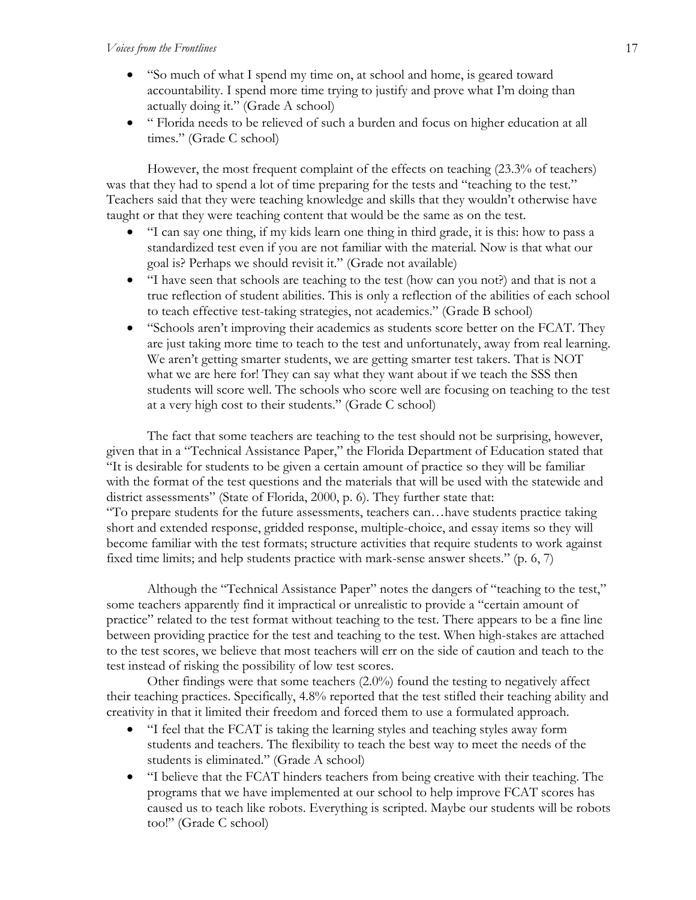- "So much of what I spend my time on, at school and home, is geared toward accountability. I spend more time trying to justify and prove what I'm doing than actually doing it." (Grade A school)
- " Florida needs to be relieved of such a burden and focus on higher education at all times." (Grade C school)

However, the most frequent complaint of the effects on teaching (23.3% of teachers) was that they had to spend a lot of time preparing for the tests and "teaching to the test." Teachers said that they were teaching knowledge and skills that they wouldn't otherwise have taught or that they were teaching content that would be the same as on the test.

- "I can say one thing, if my kids learn one thing in third grade, it is this: how to pass a standardized test even if you are not familiar with the material. Now is that what our goal is? Perhaps we should revisit it." (Grade not available)
- "I have seen that schools are teaching to the test (how can you not?) and that is not a true reflection of student abilities. This is only a reflection of the abilities of each school to teach effective test-taking strategies, not academics." (Grade B school)
- "Schools aren't improving their academics as students score better on the FCAT. They are just taking more time to teach to the test and unfortunately, away from real learning. We aren't getting smarter students, we are getting smarter test takers. That is NOT what we are here for! They can say what they want about if we teach the SSS then students will score well. The schools who score well are focusing on teaching to the test at a very high cost to their students." (Grade C school)

The fact that some teachers are teaching to the test should not be surprising, however, given that in a "Technical Assistance Paper," the Florida Department of Education stated that "It is desirable for students to be given a certain amount of practice so they will be familiar with the format of the test questions and the materials that will be used with the statewide and district assessments" (State of Florida, 2000, p. 6). They further state that:
"To prepare students for the future assessments, teachers can…have students practice taking short and extended response, gridded response, multiple-choice, and essay items so they will become familiar with the test formats; structure activities that require students to work against fixed time limits; and help students practice with mark-sense answer sheets." (p. 6, 7)

Although the "Technical Assistance Paper" notes the dangers of "teaching to the test," some teachers apparently find it impractical or unrealistic to provide a "certain amount of practice" related to the test format without teaching to the test. There appears to be a fine line between providing practice for the test and teaching to the test. When high-stakes are attached to the test scores, we believe that most teachers will err on the side of caution and teach to the test instead of risking the possibility of low test scores.

Other findings were that some teachers (2.0%) found the testing to negatively affect their teaching practices. Specifically, 4.8% reported that the test stifled their teaching ability and creativity in that it limited their freedom and forced them to use a formulated approach.

- "I feel that the FCAT is taking the learning styles and teaching styles away form students and teachers. The flexibility to teach the best way to meet the needs of the students is eliminated." (Grade A school)
- "I believe that the FCAT hinders teachers from being creative with their teaching. The programs that we have implemented at our school to help improve FCAT scores has caused us to teach like robots. Everything is scripted. Maybe our students will be robots too!" (Grade C school)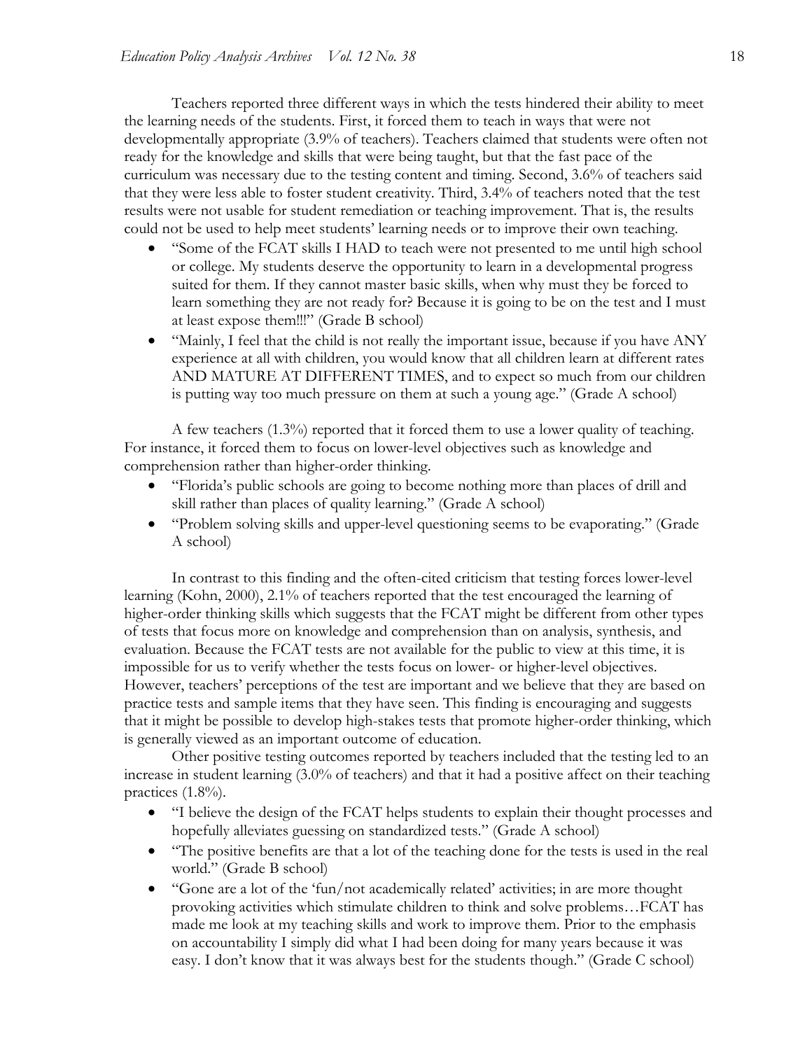Teachers reported three different ways in which the tests hindered their ability to meet the learning needs of the students. First, it forced them to teach in ways that were not developmentally appropriate (3.9% of teachers). Teachers claimed that students were often not ready for the knowledge and skills that were being taught, but that the fast pace of the curriculum was necessary due to the testing content and timing. Second, 3.6% of teachers said that they were less able to foster student creativity. Third, 3.4% of teachers noted that the test results were not usable for student remediation or teaching improvement. That is, the results could not be used to help meet students' learning needs or to improve their own teaching.

- "Some of the FCAT skills I HAD to teach were not presented to me until high school or college. My students deserve the opportunity to learn in a developmental progress suited for them. If they cannot master basic skills, when why must they be forced to learn something they are not ready for? Because it is going to be on the test and I must at least expose them!!!" (Grade B school)
- "Mainly, I feel that the child is not really the important issue, because if you have ANY experience at all with children, you would know that all children learn at different rates AND MATURE AT DIFFERENT TIMES, and to expect so much from our children is putting way too much pressure on them at such a young age." (Grade A school)

A few teachers (1.3%) reported that it forced them to use a lower quality of teaching. For instance, it forced them to focus on lower-level objectives such as knowledge and comprehension rather than higher-order thinking.

- "Florida's public schools are going to become nothing more than places of drill and skill rather than places of quality learning." (Grade A school)
- "Problem solving skills and upper-level questioning seems to be evaporating." (Grade A school)

In contrast to this finding and the often-cited criticism that testing forces lower-level learning (Kohn, 2000), 2.1% of teachers reported that the test encouraged the learning of higher-order thinking skills which suggests that the FCAT might be different from other types of tests that focus more on knowledge and comprehension than on analysis, synthesis, and evaluation. Because the FCAT tests are not available for the public to view at this time, it is impossible for us to verify whether the tests focus on lower- or higher-level objectives. However, teachers' perceptions of the test are important and we believe that they are based on practice tests and sample items that they have seen. This finding is encouraging and suggests that it might be possible to develop high-stakes tests that promote higher-order thinking, which is generally viewed as an important outcome of education.

Other positive testing outcomes reported by teachers included that the testing led to an increase in student learning (3.0% of teachers) and that it had a positive affect on their teaching practices (1.8%).

- "I believe the design of the FCAT helps students to explain their thought processes and hopefully alleviates guessing on standardized tests." (Grade A school)
- "The positive benefits are that a lot of the teaching done for the tests is used in the real world." (Grade B school)
- "Gone are a lot of the 'fun/not academically related' activities; in are more thought provoking activities which stimulate children to think and solve problems…FCAT has made me look at my teaching skills and work to improve them. Prior to the emphasis on accountability I simply did what I had been doing for many years because it was easy. I don't know that it was always best for the students though." (Grade C school)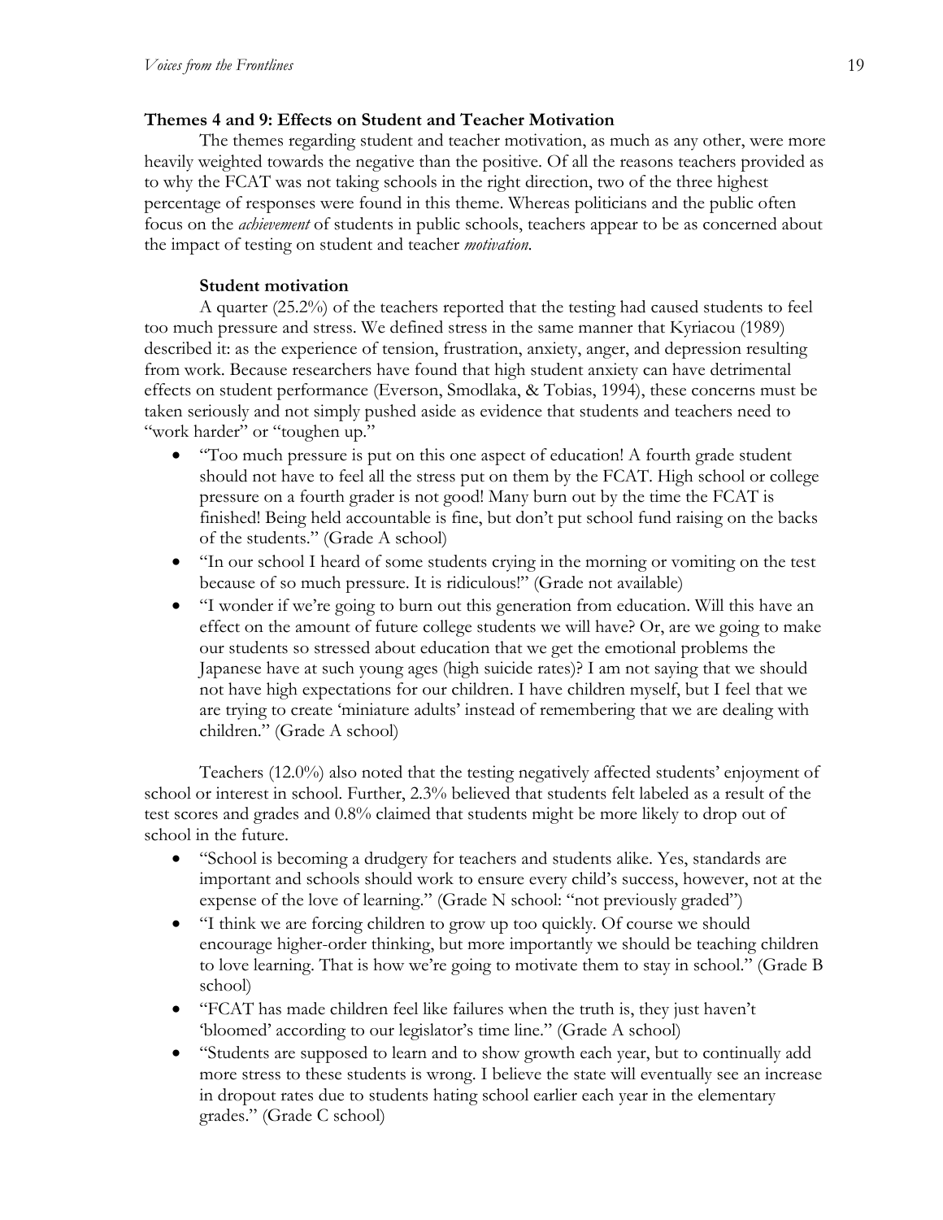### Themes 4 and 9: Effects on Student and Teacher Motivation

The themes regarding student and teacher motivation, as much as any other, were more heavily weighted towards the negative than the positive. Of all the reasons teachers provided as to why the FCAT was not taking schools in the right direction, two of the three highest percentage of responses were found in this theme. Whereas politicians and the public often focus on the *achievement* of students in public schools, teachers appear to be as concerned about the impact of testing on student and teacher *motivation*.

#### Student motivation

A quarter (25.2%) of the teachers reported that the testing had caused students to feel too much pressure and stress. We defined stress in the same manner that Kyriacou (1989) described it: as the experience of tension, frustration, anxiety, anger, and depression resulting from work. Because researchers have found that high student anxiety can have detrimental effects on student performance (Everson, Smodlaka, & Tobias, 1994), these concerns must be taken seriously and not simply pushed aside as evidence that students and teachers need to "work harder" or "toughen up."

- "Too much pressure is put on this one aspect of education! A fourth grade student should not have to feel all the stress put on them by the FCAT. High school or college pressure on a fourth grader is not good! Many burn out by the time the FCAT is finished! Being held accountable is fine, but don't put school fund raising on the backs of the students." (Grade A school)
- "In our school I heard of some students crying in the morning or vomiting on the test because of so much pressure. It is ridiculous!" (Grade not available)
- "I wonder if we're going to burn out this generation from education. Will this have an effect on the amount of future college students we will have? Or, are we going to make our students so stressed about education that we get the emotional problems the Japanese have at such young ages (high suicide rates)? I am not saying that we should not have high expectations for our children. I have children myself, but I feel that we are trying to create 'miniature adults' instead of remembering that we are dealing with children." (Grade A school)

Teachers (12.0%) also noted that the testing negatively affected students' enjoyment of school or interest in school. Further, 2.3% believed that students felt labeled as a result of the test scores and grades and 0.8% claimed that students might be more likely to drop out of school in the future.

- "School is becoming a drudgery for teachers and students alike. Yes, standards are important and schools should work to ensure every child's success, however, not at the expense of the love of learning." (Grade N school: "not previously graded")
- "I think we are forcing children to grow up too quickly. Of course we should encourage higher-order thinking, but more importantly we should be teaching children to love learning. That is how we're going to motivate them to stay in school." (Grade B school)
- "FCAT has made children feel like failures when the truth is, they just haven't 'bloomed' according to our legislator's time line." (Grade A school)
- "Students are supposed to learn and to show growth each year, but to continually add more stress to these students is wrong. I believe the state will eventually see an increase in dropout rates due to students hating school earlier each year in the elementary grades." (Grade C school)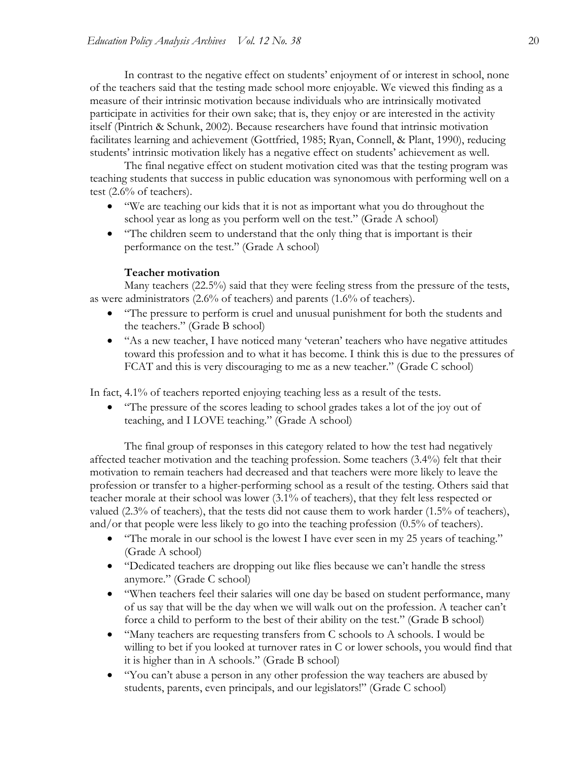In contrast to the negative effect on students' enjoyment of or interest in school, none of the teachers said that the testing made school more enjoyable. We viewed this finding as a measure of their intrinsic motivation because individuals who are intrinsically motivated participate in activities for their own sake; that is, they enjoy or are interested in the activity itself (Pintrich & Schunk, 2002). Because researchers have found that intrinsic motivation facilitates learning and achievement (Gottfried, 1985; Ryan, Connell, & Plant, 1990), reducing students' intrinsic motivation likely has a negative effect on students' achievement as well.

The final negative effect on student motivation cited was that the testing program was teaching students that success in public education was synonomous with performing well on a test (2.6% of teachers).

- "We are teaching our kids that it is not as important what you do throughout the school year as long as you perform well on the test." (Grade A school)
- "The children seem to understand that the only thing that is important is their performance on the test." (Grade A school)

#### Teacher motivation

Many teachers (22.5%) said that they were feeling stress from the pressure of the tests, as were administrators (2.6% of teachers) and parents (1.6% of teachers).

- "The pressure to perform is cruel and unusual punishment for both the students and the teachers." (Grade B school)
- "As a new teacher, I have noticed many 'veteran' teachers who have negative attitudes toward this profession and to what it has become. I think this is due to the pressures of FCAT and this is very discouraging to me as a new teacher." (Grade C school)

In fact, 4.1% of teachers reported enjoying teaching less as a result of the tests.

- "The pressure of the scores leading to school grades takes a lot of the joy out of teaching, and I LOVE teaching." (Grade A school)

The final group of responses in this category related to how the test had negatively affected teacher motivation and the teaching profession. Some teachers (3.4%) felt that their motivation to remain teachers had decreased and that teachers were more likely to leave the profession or transfer to a higher-performing school as a result of the testing. Others said that teacher morale at their school was lower (3.1% of teachers), that they felt less respected or valued (2.3% of teachers), that the tests did not cause them to work harder (1.5% of teachers), and/or that people were less likely to go into the teaching profession (0.5% of teachers).

- "The morale in our school is the lowest I have ever seen in my 25 years of teaching." (Grade A school)
- "Dedicated teachers are dropping out like flies because we can't handle the stress anymore." (Grade C school)
- "When teachers feel their salaries will one day be based on student performance, many of us say that will be the day when we will walk out on the profession. A teacher can't force a child to perform to the best of their ability on the test." (Grade B school)
- "Many teachers are requesting transfers from C schools to A schools. I would be willing to bet if you looked at turnover rates in C or lower schools, you would find that it is higher than in A schools." (Grade B school)
- "You can't abuse a person in any other profession the way teachers are abused by students, parents, even principals, and our legislators!" (Grade C school)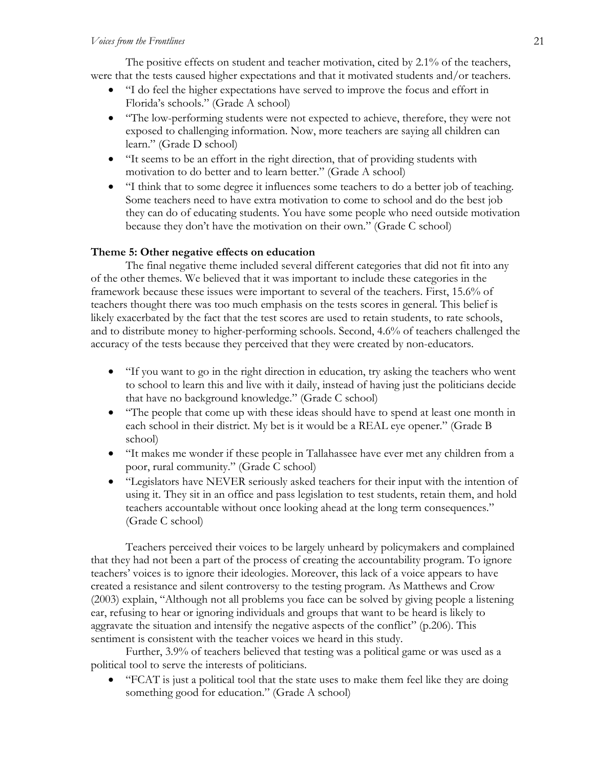The positive effects on student and teacher motivation, cited by 2.1% of the teachers, were that the tests caused higher expectations and that it motivated students and/or teachers.

- "I do feel the higher expectations have served to improve the focus and effort in Florida's schools." (Grade A school)
- "The low-performing students were not expected to achieve, therefore, they were not exposed to challenging information. Now, more teachers are saying all children can learn." (Grade D school)
- "It seems to be an effort in the right direction, that of providing students with motivation to do better and to learn better." (Grade A school)
- "I think that to some degree it influences some teachers to do a better job of teaching. Some teachers need to have extra motivation to come to school and do the best job they can do of educating students. You have some people who need outside motivation because they don't have the motivation on their own." (Grade C school)

**Theme 5: Other negative effects on education**

The final negative theme included several different categories that did not fit into any of the other themes. We believed that it was important to include these categories in the framework because these issues were important to several of the teachers. First, 15.6% of teachers thought there was too much emphasis on the tests scores in general. This belief is likely exacerbated by the fact that the test scores are used to retain students, to rate schools, and to distribute money to higher-performing schools. Second, 4.6% of teachers challenged the accuracy of the tests because they perceived that they were created by non-educators.

- "If you want to go in the right direction in education, try asking the teachers who went to school to learn this and live with it daily, instead of having just the politicians decide that have no background knowledge." (Grade C school)
- "The people that come up with these ideas should have to spend at least one month in each school in their district. My bet is it would be a REAL eye opener." (Grade B school)
- "It makes me wonder if these people in Tallahassee have ever met any children from a poor, rural community." (Grade C school)
- "Legislators have NEVER seriously asked teachers for their input with the intention of using it. They sit in an office and pass legislation to test students, retain them, and hold teachers accountable without once looking ahead at the long term consequences." (Grade C school)

Teachers perceived their voices to be largely unheard by policymakers and complained that they had not been a part of the process of creating the accountability program. To ignore teachers' voices is to ignore their ideologies. Moreover, this lack of a voice appears to have created a resistance and silent controversy to the testing program. As Matthews and Crow (2003) explain, "Although not all problems you face can be solved by giving people a listening ear, refusing to hear or ignoring individuals and groups that want to be heard is likely to aggravate the situation and intensify the negative aspects of the conflict" (p.206). This sentiment is consistent with the teacher voices we heard in this study.

Further, 3.9% of teachers believed that testing was a political game or was used as a political tool to serve the interests of politicians.

- "FCAT is just a political tool that the state uses to make them feel like they are doing something good for education." (Grade A school)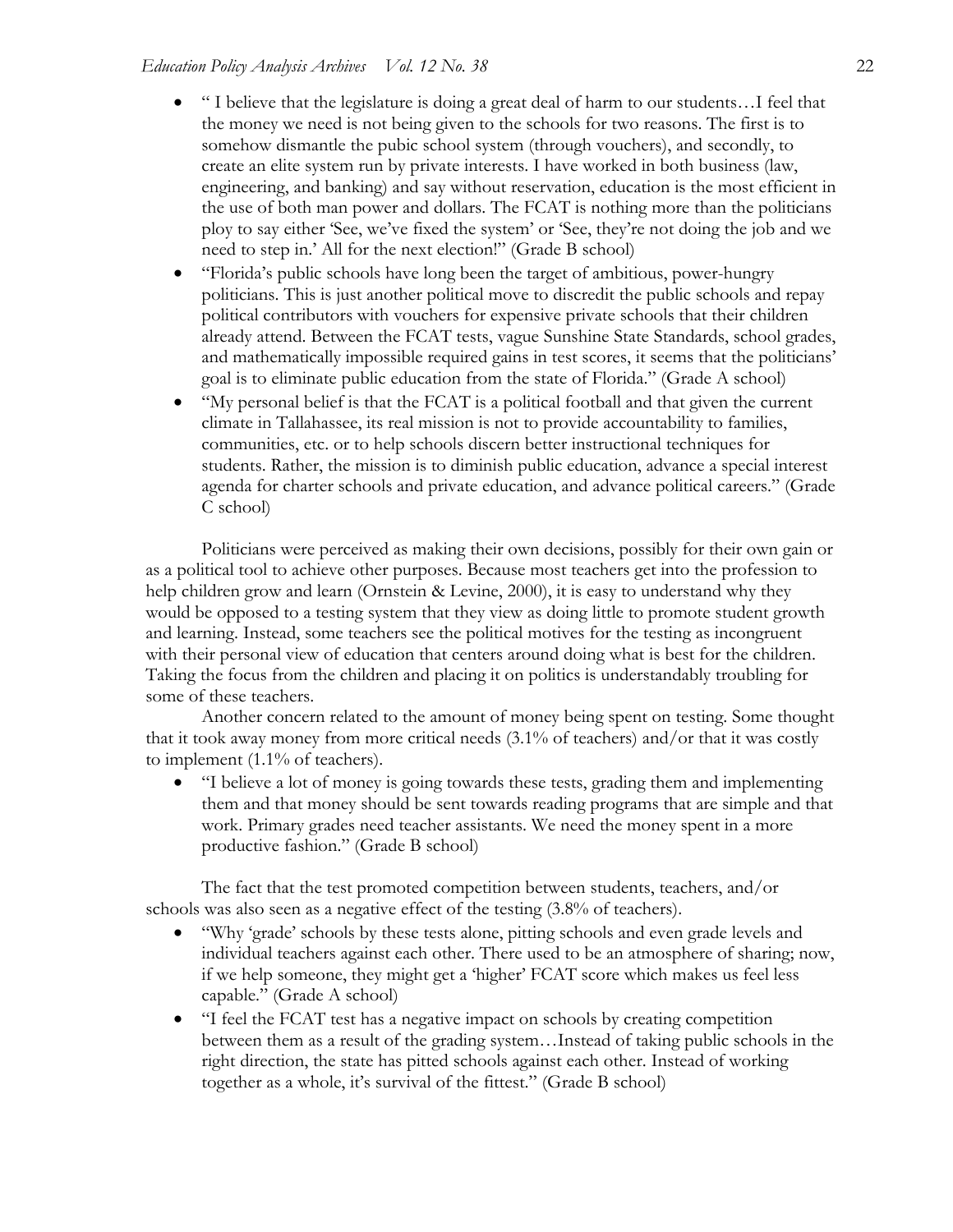- " I believe that the legislature is doing a great deal of harm to our students…I feel that the money we need is not being given to the schools for two reasons. The first is to somehow dismantle the pubic school system (through vouchers), and secondly, to create an elite system run by private interests. I have worked in both business (law, engineering, and banking) and say without reservation, education is the most efficient in the use of both man power and dollars. The FCAT is nothing more than the politicians ploy to say either 'See, we've fixed the system' or 'See, they're not doing the job and we need to step in.' All for the next election!" (Grade B school)
- "Florida's public schools have long been the target of ambitious, power-hungry politicians. This is just another political move to discredit the public schools and repay political contributors with vouchers for expensive private schools that their children already attend. Between the FCAT tests, vague Sunshine State Standards, school grades, and mathematically impossible required gains in test scores, it seems that the politicians' goal is to eliminate public education from the state of Florida." (Grade A school)
- "My personal belief is that the FCAT is a political football and that given the current climate in Tallahassee, its real mission is not to provide accountability to families, communities, etc. or to help schools discern better instructional techniques for students. Rather, the mission is to diminish public education, advance a special interest agenda for charter schools and private education, and advance political careers." (Grade C school)

Politicians were perceived as making their own decisions, possibly for their own gain or as a political tool to achieve other purposes. Because most teachers get into the profession to help children grow and learn (Ornstein & Levine, 2000), it is easy to understand why they would be opposed to a testing system that they view as doing little to promote student growth and learning. Instead, some teachers see the political motives for the testing as incongruent with their personal view of education that centers around doing what is best for the children. Taking the focus from the children and placing it on politics is understandably troubling for some of these teachers.

Another concern related to the amount of money being spent on testing. Some thought that it took away money from more critical needs (3.1% of teachers) and/or that it was costly to implement (1.1% of teachers).

- "I believe a lot of money is going towards these tests, grading them and implementing them and that money should be sent towards reading programs that are simple and that work. Primary grades need teacher assistants. We need the money spent in a more productive fashion." (Grade B school)

The fact that the test promoted competition between students, teachers, and/or schools was also seen as a negative effect of the testing (3.8% of teachers).

- "Why 'grade' schools by these tests alone, pitting schools and even grade levels and individual teachers against each other. There used to be an atmosphere of sharing; now, if we help someone, they might get a 'higher' FCAT score which makes us feel less capable." (Grade A school)
- "I feel the FCAT test has a negative impact on schools by creating competition between them as a result of the grading system…Instead of taking public schools in the right direction, the state has pitted schools against each other. Instead of working together as a whole, it's survival of the fittest." (Grade B school)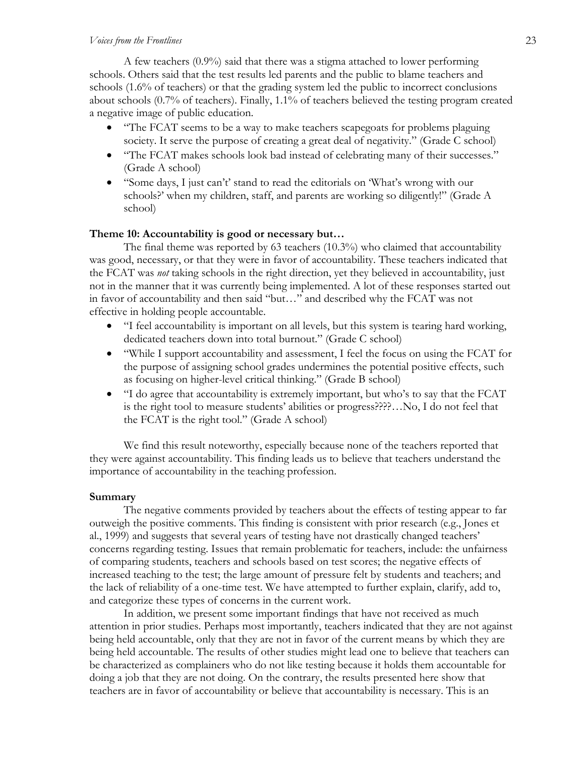A few teachers (0.9%) said that there was a stigma attached to lower performing schools. Others said that the test results led parents and the public to blame teachers and schools (1.6% of teachers) or that the grading system led the public to incorrect conclusions about schools (0.7% of teachers). Finally, 1.1% of teachers believed the testing program created a negative image of public education.

- "The FCAT seems to be a way to make teachers scapegoats for problems plaguing society. It serve the purpose of creating a great deal of negativity." (Grade C school)
- "The FCAT makes schools look bad instead of celebrating many of their successes." (Grade A school)
- "Some days, I just can't' stand to read the editorials on 'What's wrong with our schools?' when my children, staff, and parents are working so diligently!" (Grade A school)

**Theme 10: Accountability is good or necessary but…**

The final theme was reported by 63 teachers (10.3%) who claimed that accountability was good, necessary, or that they were in favor of accountability. These teachers indicated that the FCAT was *not* taking schools in the right direction, yet they believed in accountability, just not in the manner that it was currently being implemented. A lot of these responses started out in favor of accountability and then said "but…" and described why the FCAT was not effective in holding people accountable.

- "I feel accountability is important on all levels, but this system is tearing hard working, dedicated teachers down into total burnout." (Grade C school)
- "While I support accountability and assessment, I feel the focus on using the FCAT for the purpose of assigning school grades undermines the potential positive effects, such as focusing on higher-level critical thinking." (Grade B school)
- "I do agree that accountability is extremely important, but who's to say that the FCAT is the right tool to measure students' abilities or progress????…No, I do not feel that the FCAT is the right tool." (Grade A school)

We find this result noteworthy, especially because none of the teachers reported that they were against accountability. This finding leads us to believe that teachers understand the importance of accountability in the teaching profession.

**Summary**

The negative comments provided by teachers about the effects of testing appear to far outweigh the positive comments. This finding is consistent with prior research (e.g., Jones et al., 1999) and suggests that several years of testing have not drastically changed teachers' concerns regarding testing. Issues that remain problematic for teachers, include: the unfairness of comparing students, teachers and schools based on test scores; the negative effects of increased teaching to the test; the large amount of pressure felt by students and teachers; and the lack of reliability of a one-time test. We have attempted to further explain, clarify, add to, and categorize these types of concerns in the current work.

In addition, we present some important findings that have not received as much attention in prior studies. Perhaps most importantly, teachers indicated that they are not against being held accountable, only that they are not in favor of the current means by which they are being held accountable. The results of other studies might lead one to believe that teachers can be characterized as complainers who do not like testing because it holds them accountable for doing a job that they are not doing. On the contrary, the results presented here show that teachers are in favor of accountability or believe that accountability is necessary. This is an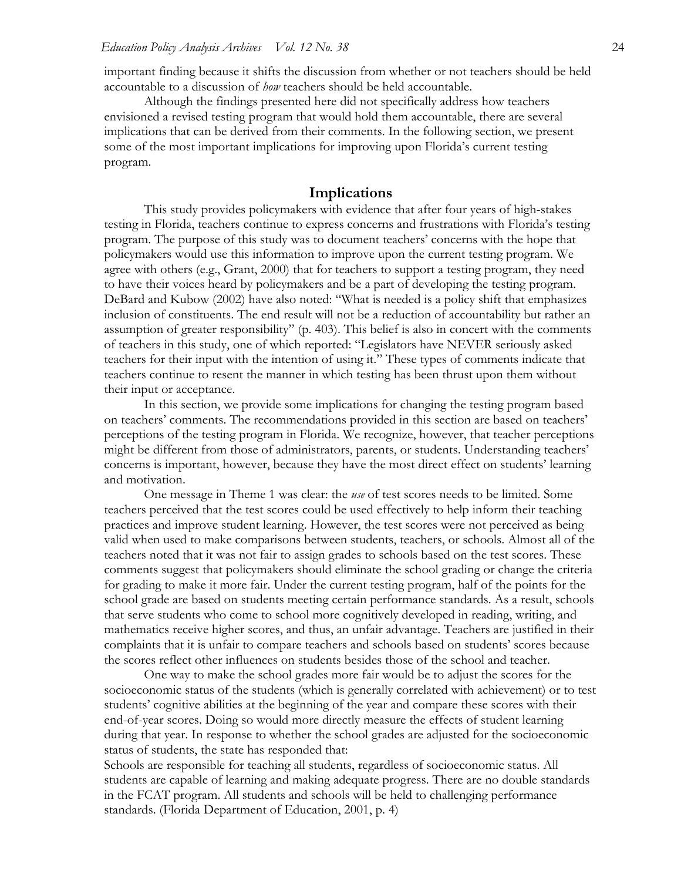important finding because it shifts the discussion from whether or not teachers should be held accountable to a discussion of *how* teachers should be held accountable.

Although the findings presented here did not specifically address how teachers envisioned a revised testing program that would hold them accountable, there are several implications that can be derived from their comments. In the following section, we present some of the most important implications for improving upon Florida's current testing program.

## Implications

This study provides policymakers with evidence that after four years of high-stakes testing in Florida, teachers continue to express concerns and frustrations with Florida's testing program. The purpose of this study was to document teachers' concerns with the hope that policymakers would use this information to improve upon the current testing program. We agree with others (e.g., Grant, 2000) that for teachers to support a testing program, they need to have their voices heard by policymakers and be a part of developing the testing program. DeBard and Kubow (2002) have also noted: "What is needed is a policy shift that emphasizes inclusion of constituents. The end result will not be a reduction of accountability but rather an assumption of greater responsibility" (p. 403). This belief is also in concert with the comments of teachers in this study, one of which reported: "Legislators have NEVER seriously asked teachers for their input with the intention of using it." These types of comments indicate that teachers continue to resent the manner in which testing has been thrust upon them without their input or acceptance.

In this section, we provide some implications for changing the testing program based on teachers' comments. The recommendations provided in this section are based on teachers' perceptions of the testing program in Florida. We recognize, however, that teacher perceptions might be different from those of administrators, parents, or students. Understanding teachers' concerns is important, however, because they have the most direct effect on students' learning and motivation.

One message in Theme 1 was clear: the *use* of test scores needs to be limited. Some teachers perceived that the test scores could be used effectively to help inform their teaching practices and improve student learning. However, the test scores were not perceived as being valid when used to make comparisons between students, teachers, or schools. Almost all of the teachers noted that it was not fair to assign grades to schools based on the test scores. These comments suggest that policymakers should eliminate the school grading or change the criteria for grading to make it more fair. Under the current testing program, half of the points for the school grade are based on students meeting certain performance standards. As a result, schools that serve students who come to school more cognitively developed in reading, writing, and mathematics receive higher scores, and thus, an unfair advantage. Teachers are justified in their complaints that it is unfair to compare teachers and schools based on students' scores because the scores reflect other influences on students besides those of the school and teacher.

One way to make the school grades more fair would be to adjust the scores for the socioeconomic status of the students (which is generally correlated with achievement) or to test students' cognitive abilities at the beginning of the year and compare these scores with their end-of-year scores. Doing so would more directly measure the effects of student learning during that year. In response to whether the school grades are adjusted for the socioeconomic status of students, the state has responded that:

Schools are responsible for teaching all students, regardless of socioeconomic status. All students are capable of learning and making adequate progress. There are no double standards in the FCAT program. All students and schools will be held to challenging performance standards. (Florida Department of Education, 2001, p. 4)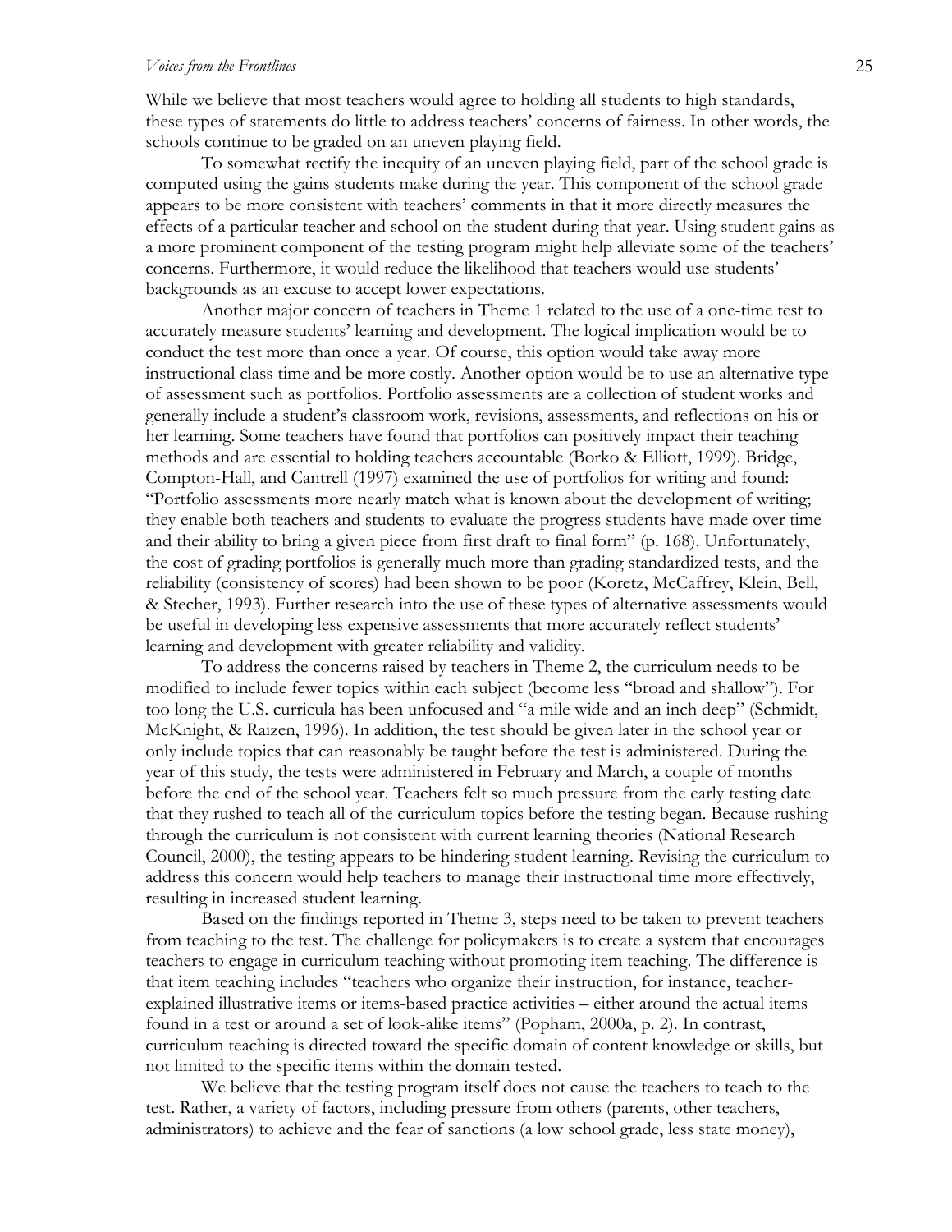While we believe that most teachers would agree to holding all students to high standards, these types of statements do little to address teachers' concerns of fairness. In other words, the schools continue to be graded on an uneven playing field.

To somewhat rectify the inequity of an uneven playing field, part of the school grade is computed using the gains students make during the year. This component of the school grade appears to be more consistent with teachers' comments in that it more directly measures the effects of a particular teacher and school on the student during that year. Using student gains as a more prominent component of the testing program might help alleviate some of the teachers' concerns. Furthermore, it would reduce the likelihood that teachers would use students' backgrounds as an excuse to accept lower expectations.

Another major concern of teachers in Theme 1 related to the use of a one-time test to accurately measure students' learning and development. The logical implication would be to conduct the test more than once a year. Of course, this option would take away more instructional class time and be more costly. Another option would be to use an alternative type of assessment such as portfolios. Portfolio assessments are a collection of student works and generally include a student's classroom work, revisions, assessments, and reflections on his or her learning. Some teachers have found that portfolios can positively impact their teaching methods and are essential to holding teachers accountable (Borko & Elliott, 1999). Bridge, Compton-Hall, and Cantrell (1997) examined the use of portfolios for writing and found: "Portfolio assessments more nearly match what is known about the development of writing; they enable both teachers and students to evaluate the progress students have made over time and their ability to bring a given piece from first draft to final form" (p. 168). Unfortunately, the cost of grading portfolios is generally much more than grading standardized tests, and the reliability (consistency of scores) had been shown to be poor (Koretz, McCaffrey, Klein, Bell, & Stecher, 1993). Further research into the use of these types of alternative assessments would be useful in developing less expensive assessments that more accurately reflect students' learning and development with greater reliability and validity.

To address the concerns raised by teachers in Theme 2, the curriculum needs to be modified to include fewer topics within each subject (become less "broad and shallow"). For too long the U.S. curricula has been unfocused and "a mile wide and an inch deep" (Schmidt, McKnight, & Raizen, 1996). In addition, the test should be given later in the school year or only include topics that can reasonably be taught before the test is administered. During the year of this study, the tests were administered in February and March, a couple of months before the end of the school year. Teachers felt so much pressure from the early testing date that they rushed to teach all of the curriculum topics before the testing began. Because rushing through the curriculum is not consistent with current learning theories (National Research Council, 2000), the testing appears to be hindering student learning. Revising the curriculum to address this concern would help teachers to manage their instructional time more effectively, resulting in increased student learning.

Based on the findings reported in Theme 3, steps need to be taken to prevent teachers from teaching to the test. The challenge for policymakers is to create a system that encourages teachers to engage in curriculum teaching without promoting item teaching. The difference is that item teaching includes "teachers who organize their instruction, for instance, teacher-explained illustrative items or items-based practice activities – either around the actual items found in a test or around a set of look-alike items" (Popham, 2000a, p. 2). In contrast, curriculum teaching is directed toward the specific domain of content knowledge or skills, but not limited to the specific items within the domain tested.

We believe that the testing program itself does not cause the teachers to teach to the test. Rather, a variety of factors, including pressure from others (parents, other teachers, administrators) to achieve and the fear of sanctions (a low school grade, less state money),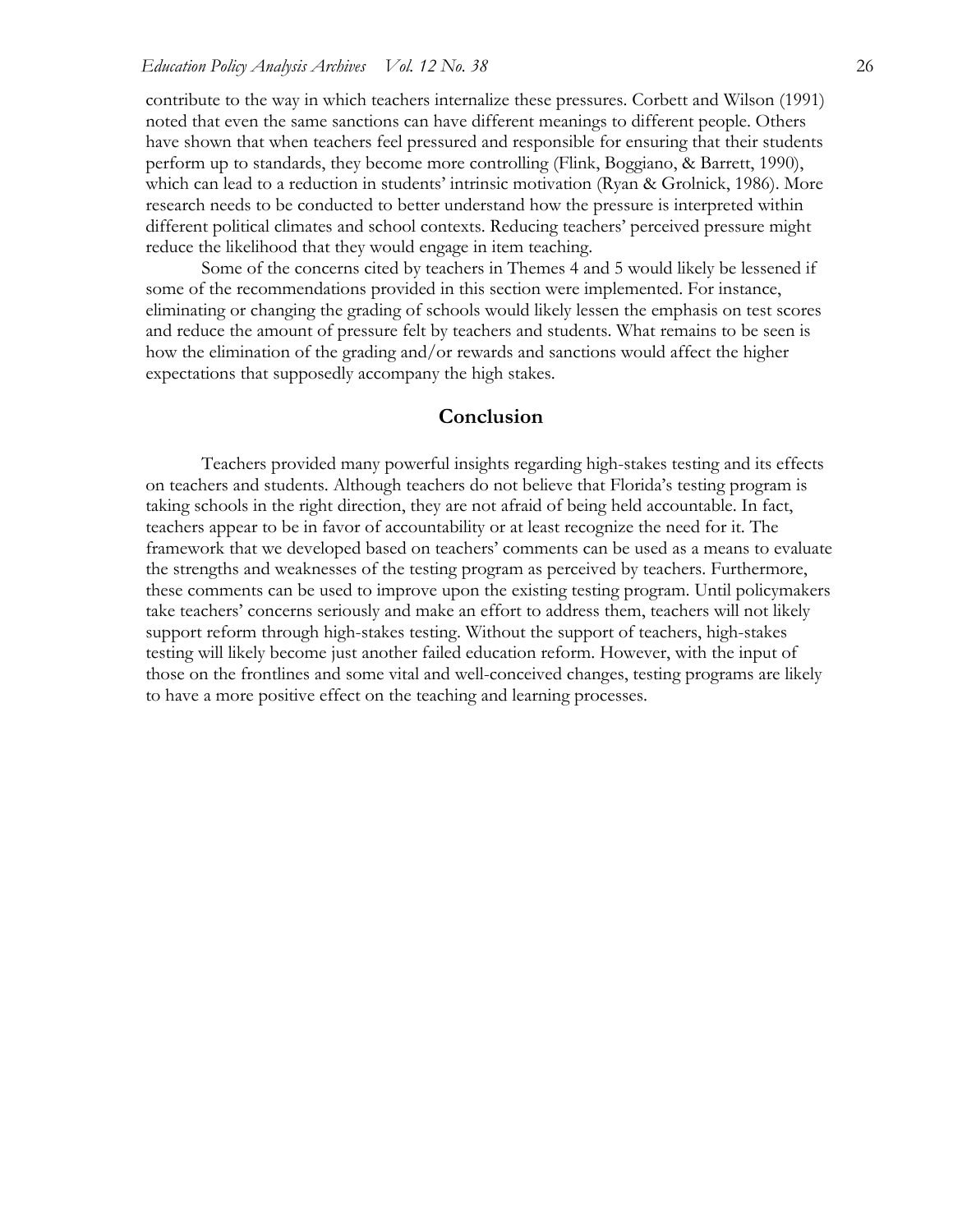contribute to the way in which teachers internalize these pressures. Corbett and Wilson (1991) noted that even the same sanctions can have different meanings to different people. Others have shown that when teachers feel pressured and responsible for ensuring that their students perform up to standards, they become more controlling (Flink, Boggiano, & Barrett, 1990), which can lead to a reduction in students' intrinsic motivation (Ryan & Grolnick, 1986). More research needs to be conducted to better understand how the pressure is interpreted within different political climates and school contexts. Reducing teachers' perceived pressure might reduce the likelihood that they would engage in item teaching.

Some of the concerns cited by teachers in Themes 4 and 5 would likely be lessened if some of the recommendations provided in this section were implemented. For instance, eliminating or changing the grading of schools would likely lessen the emphasis on test scores and reduce the amount of pressure felt by teachers and students. What remains to be seen is how the elimination of the grading and/or rewards and sanctions would affect the higher expectations that supposedly accompany the high stakes.

## Conclusion

Teachers provided many powerful insights regarding high-stakes testing and its effects on teachers and students. Although teachers do not believe that Florida's testing program is taking schools in the right direction, they are not afraid of being held accountable. In fact, teachers appear to be in favor of accountability or at least recognize the need for it. The framework that we developed based on teachers' comments can be used as a means to evaluate the strengths and weaknesses of the testing program as perceived by teachers. Furthermore, these comments can be used to improve upon the existing testing program. Until policymakers take teachers' concerns seriously and make an effort to address them, teachers will not likely support reform through high-stakes testing. Without the support of teachers, high-stakes testing will likely become just another failed education reform. However, with the input of those on the frontlines and some vital and well-conceived changes, testing programs are likely to have a more positive effect on the teaching and learning processes.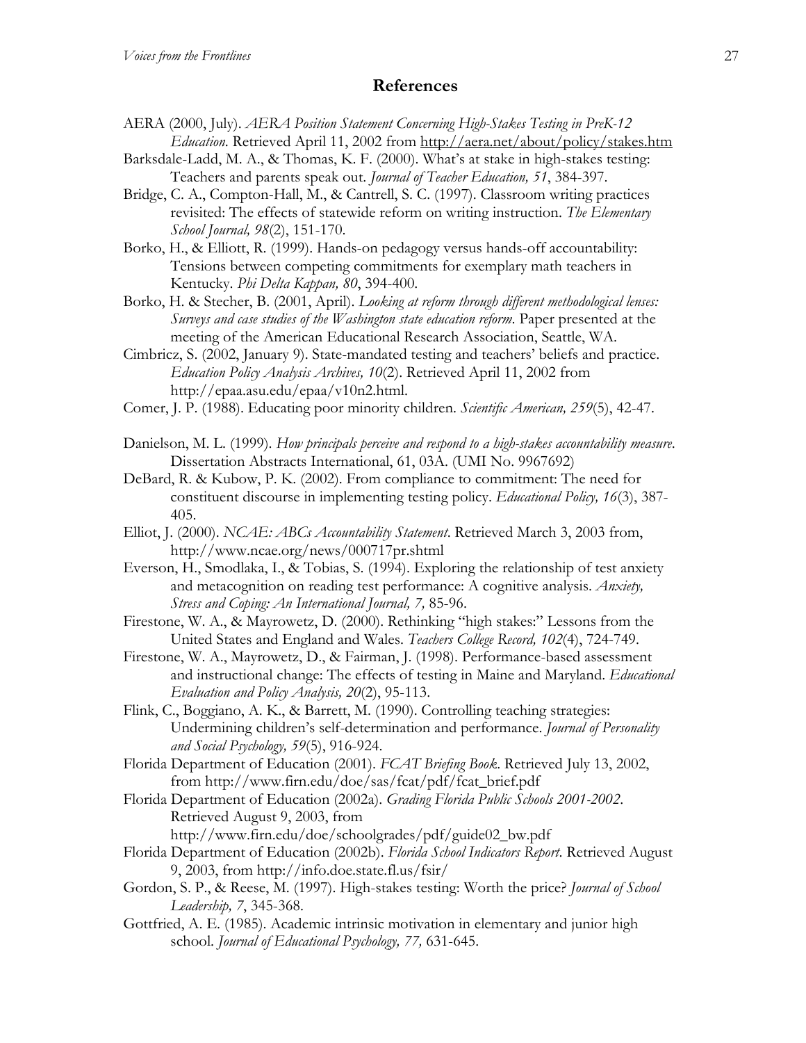## References

AERA (2000, July). *AERA Position Statement Concerning High-Stakes Testing in PreK-12 Education.* Retrieved April 11, 2002 from http://aera.net/about/policy/stakes.htm

Barksdale-Ladd, M. A., & Thomas, K. F. (2000). What's at stake in high-stakes testing: Teachers and parents speak out. *Journal of Teacher Education, 51*, 384-397.

Bridge, C. A., Compton-Hall, M., & Cantrell, S. C. (1997). Classroom writing practices revisited: The effects of statewide reform on writing instruction. *The Elementary School Journal, 98*(2), 151-170.

Borko, H., & Elliott, R. (1999). Hands-on pedagogy versus hands-off accountability: Tensions between competing commitments for exemplary math teachers in Kentucky. *Phi Delta Kappan, 80*, 394-400.

Borko, H. & Stecher, B. (2001, April). *Looking at reform through different methodological lenses: Surveys and case studies of the Washington state education reform*. Paper presented at the meeting of the American Educational Research Association, Seattle, WA.

Cimbricz, S. (2002, January 9). State-mandated testing and teachers' beliefs and practice. *Education Policy Analysis Archives, 10*(2). Retrieved April 11, 2002 from http://epaa.asu.edu/epaa/v10n2.html.

Comer, J. P. (1988). Educating poor minority children. *Scientific American, 259*(5), 42-47.

Danielson, M. L. (1999). *How principals perceive and respond to a high-stakes accountability measure*. Dissertation Abstracts International, 61, 03A. (UMI No. 9967692)

DeBard, R. & Kubow, P. K. (2002). From compliance to commitment: The need for constituent discourse in implementing testing policy. *Educational Policy, 16*(3), 387-405.

Elliot, J. (2000). *NCAE: ABCs Accountability Statement*. Retrieved March 3, 2003 from, http://www.ncae.org/news/000717pr.shtml

Everson, H., Smodlaka, I., & Tobias, S. (1994). Exploring the relationship of test anxiety and metacognition on reading test performance: A cognitive analysis. *Anxiety, Stress and Coping: An International Journal, 7,* 85-96.

Firestone, W. A., & Mayrowetz, D. (2000). Rethinking "high stakes:" Lessons from the United States and England and Wales. *Teachers College Record, 102*(4), 724-749.

Firestone, W. A., Mayrowetz, D., & Fairman, J. (1998). Performance-based assessment and instructional change: The effects of testing in Maine and Maryland. *Educational Evaluation and Policy Analysis, 20*(2), 95-113.

Flink, C., Boggiano, A. K., & Barrett, M. (1990). Controlling teaching strategies: Undermining children's self-determination and performance. *Journal of Personality and Social Psychology, 59*(5), 916-924.

Florida Department of Education (2001). *FCAT Briefing Book*. Retrieved July 13, 2002, from http://www.firn.edu/doe/sas/fcat/pdf/fcat_brief.pdf

Florida Department of Education (2002a). *Grading Florida Public Schools 2001-2002*. Retrieved August 9, 2003, from http://www.firn.edu/doe/schoolgrades/pdf/guide02_bw.pdf

Florida Department of Education (2002b). *Florida School Indicators Report*. Retrieved August 9, 2003, from http://info.doe.state.fl.us/fsir/

Gordon, S. P., & Reese, M. (1997). High-stakes testing: Worth the price? *Journal of School Leadership, 7*, 345-368.

Gottfried, A. E. (1985). Academic intrinsic motivation in elementary and junior high school. *Journal of Educational Psychology, 77,* 631-645.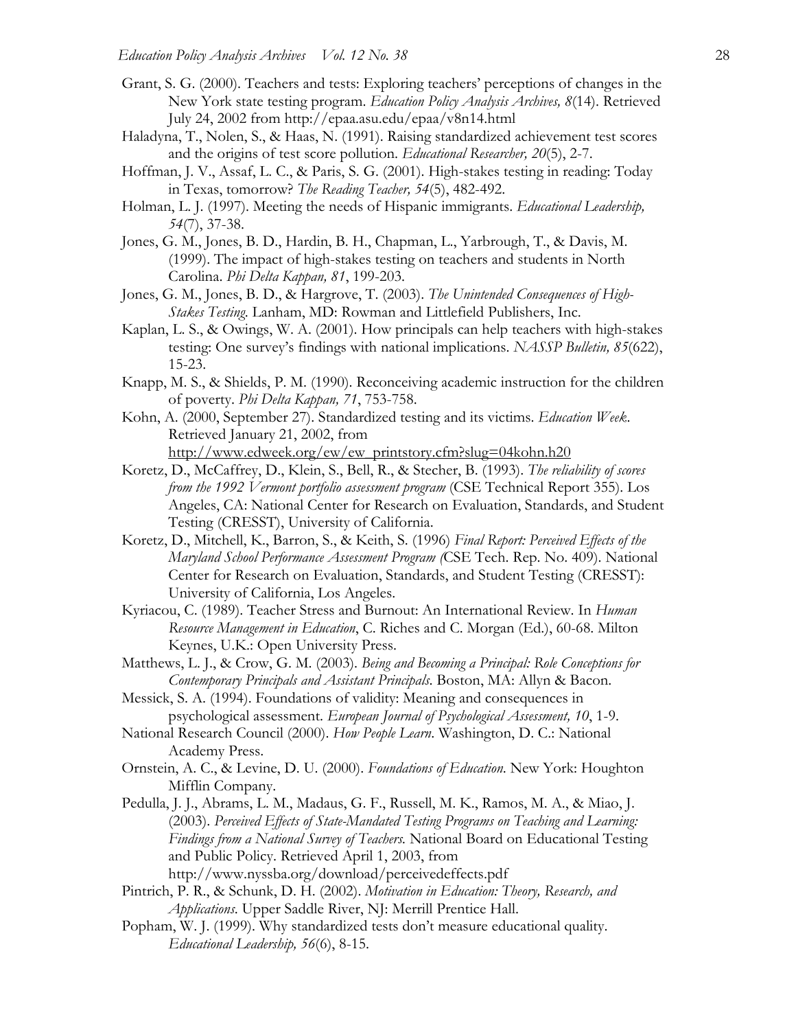Grant, S. G. (2000). Teachers and tests: Exploring teachers' perceptions of changes in the New York state testing program. *Education Policy Analysis Archives, 8*(14). Retrieved July 24, 2002 from http://epaa.asu.edu/epaa/v8n14.html

Haladyna, T., Nolen, S., & Haas, N. (1991). Raising standardized achievement test scores and the origins of test score pollution. *Educational Researcher, 20*(5), 2-7.

Hoffman, J. V., Assaf, L. C., & Paris, S. G. (2001). High-stakes testing in reading: Today in Texas, tomorrow? *The Reading Teacher, 54*(5), 482-492.

Holman, L. J. (1997). Meeting the needs of Hispanic immigrants. *Educational Leadership, 54*(7), 37-38.

Jones, G. M., Jones, B. D., Hardin, B. H., Chapman, L., Yarbrough, T., & Davis, M. (1999). The impact of high-stakes testing on teachers and students in North Carolina. *Phi Delta Kappan, 81*, 199-203.

Jones, G. M., Jones, B. D., & Hargrove, T. (2003). *The Unintended Consequences of High-Stakes Testing*. Lanham, MD: Rowman and Littlefield Publishers, Inc.

Kaplan, L. S., & Owings, W. A. (2001). How principals can help teachers with high-stakes testing: One survey's findings with national implications. *NASSP Bulletin, 85*(622), 15-23.

Knapp, M. S., & Shields, P. M. (1990). Reconceiving academic instruction for the children of poverty. *Phi Delta Kappan, 71*, 753-758.

Kohn, A. (2000, September 27). Standardized testing and its victims. *Education Week*. Retrieved January 21, 2002, from http://www.edweek.org/ew/ew_printstory.cfm?slug=04kohn.h20

Koretz, D., McCaffrey, D., Klein, S., Bell, R., & Stecher, B. (1993). *The reliability of scores from the 1992 Vermont portfolio assessment program* (CSE Technical Report 355). Los Angeles, CA: National Center for Research on Evaluation, Standards, and Student Testing (CRESST), University of California.

Koretz, D., Mitchell, K., Barron, S., & Keith, S. (1996) *Final Report: Perceived Effects of the Maryland School Performance Assessment Program (*CSE Tech. Rep. No. 409). National Center for Research on Evaluation, Standards, and Student Testing (CRESST): University of California, Los Angeles.

Kyriacou, C. (1989). Teacher Stress and Burnout: An International Review. In *Human Resource Management in Education*, C. Riches and C. Morgan (Ed.), 60-68. Milton Keynes, U.K.: Open University Press.

Matthews, L. J., & Crow, G. M. (2003). *Being and Becoming a Principal: Role Conceptions for Contemporary Principals and Assistant Principals*. Boston, MA: Allyn & Bacon.

Messick, S. A. (1994). Foundations of validity: Meaning and consequences in psychological assessment. *European Journal of Psychological Assessment, 10*, 1-9.

National Research Council (2000). *How People Learn*. Washington, D. C.: National Academy Press.

Ornstein, A. C., & Levine, D. U. (2000). *Foundations of Education*. New York: Houghton Mifflin Company.

Pedulla, J. J., Abrams, L. M., Madaus, G. F., Russell, M. K., Ramos, M. A., & Miao, J. (2003). *Perceived Effects of State-Mandated Testing Programs on Teaching and Learning: Findings from a National Survey of Teachers.* National Board on Educational Testing and Public Policy. Retrieved April 1, 2003, from http://www.nyssba.org/download/perceivedeffects.pdf

Pintrich, P. R., & Schunk, D. H. (2002). *Motivation in Education: Theory, Research, and Applications*. Upper Saddle River, NJ: Merrill Prentice Hall.

Popham, W. J. (1999). Why standardized tests don't measure educational quality. *Educational Leadership, 56*(6), 8-15.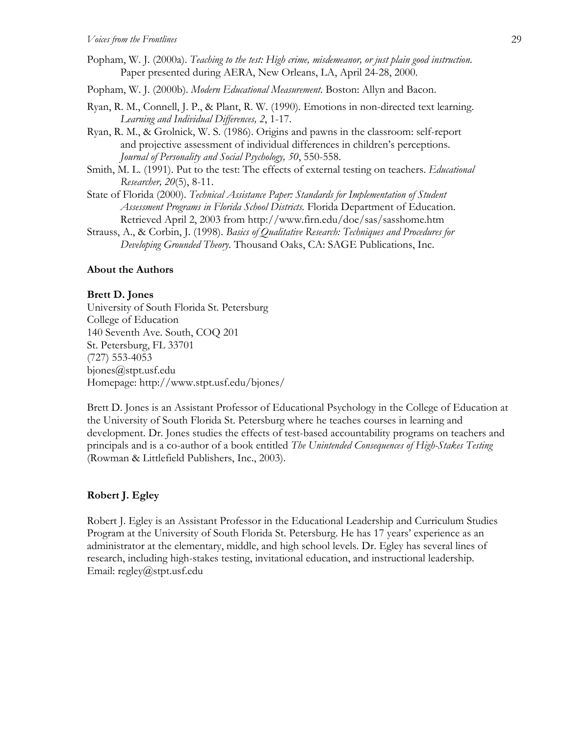Popham, W. J. (2000a). *Teaching to the test: High crime, misdemeanor, or just plain good instruction.* Paper presented during AERA, New Orleans, LA, April 24-28, 2000.

Popham, W. J. (2000b). *Modern Educational Measurement*. Boston: Allyn and Bacon.

Ryan, R. M., Connell, J. P., & Plant, R. W. (1990). Emotions in non-directed text learning. *Learning and Individual Differences, 2*, 1-17.

Ryan, R. M., & Grolnick, W. S. (1986). Origins and pawns in the classroom: self-report and projective assessment of individual differences in children's perceptions. *Journal of Personality and Social Psychology, 50*, 550-558.

Smith, M. L. (1991). Put to the test: The effects of external testing on teachers. *Educational Researcher, 20*(5), 8-11.

State of Florida (2000). *Technical Assistance Paper: Standards for Implementation of Student Assessment Programs in Florida School Districts.* Florida Department of Education. Retrieved April 2, 2003 from http://www.firn.edu/doe/sas/sasshome.htm

Strauss, A., & Corbin, J. (1998). *Basics of Qualitative Research: Techniques and Procedures for Developing Grounded Theory.* Thousand Oaks, CA: SAGE Publications, Inc.

## About the Authors

**Brett D. Jones**

University of South Florida St. Petersburg
College of Education
140 Seventh Ave. South, COQ 201
St. Petersburg, FL 33701
(727) 553-4053
bjones@stpt.usf.edu
Homepage: http://www.stpt.usf.edu/bjones/

Brett D. Jones is an Assistant Professor of Educational Psychology in the College of Education at the University of South Florida St. Petersburg where he teaches courses in learning and development. Dr. Jones studies the effects of test-based accountability programs on teachers and principals and is a co-author of a book entitled *The Unintended Consequences of High-Stakes Testing* (Rowman & Littlefield Publishers, Inc., 2003).

**Robert J. Egley**

Robert J. Egley is an Assistant Professor in the Educational Leadership and Curriculum Studies Program at the University of South Florida St. Petersburg. He has 17 years' experience as an administrator at the elementary, middle, and high school levels. Dr. Egley has several lines of research, including high-stakes testing, invitational education, and instructional leadership. Email: regley@stpt.usf.edu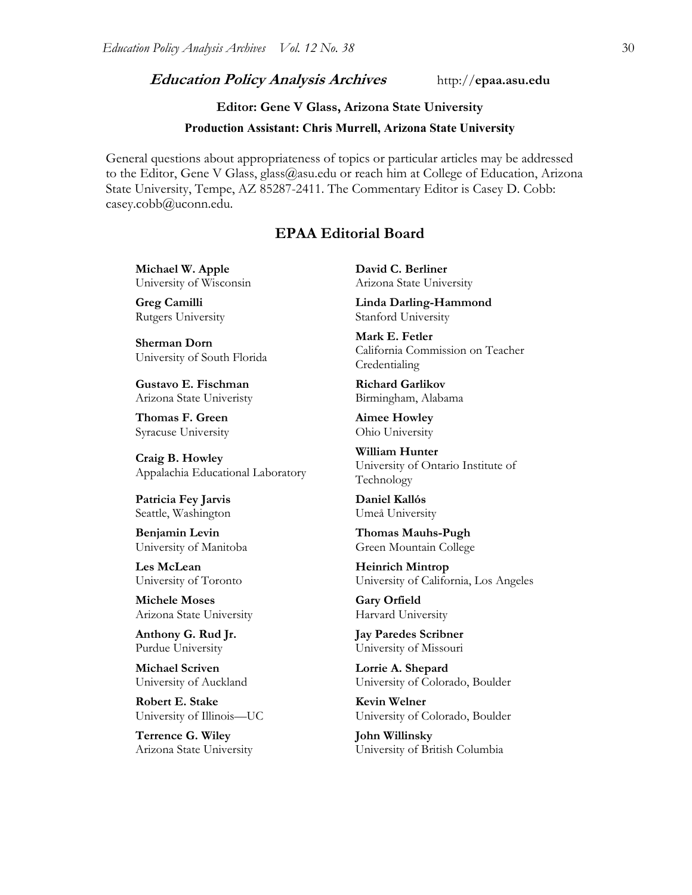## *Education Policy Analysis Archives* http://**epaa.asu.edu**

**Editor: Gene V Glass, Arizona State University**

**Production Assistant: Chris Murrell, Arizona State University**

General questions about appropriateness of topics or particular articles may be addressed to the Editor, Gene V Glass, glass@asu.edu or reach him at College of Education, Arizona State University, Tempe, AZ 85287-2411. The Commentary Editor is Casey D. Cobb: casey.cobb@uconn.edu.

## EPAA Editorial Board

**Michael W. Apple**
University of Wisconsin

**David C. Berliner**
Arizona State University

**Greg Camilli**
Rutgers University

**Linda Darling-Hammond**
Stanford University

**Sherman Dorn**
University of South Florida

**Mark E. Fetler**
California Commission on Teacher Credentialing

**Gustavo E. Fischman**
Arizona State Univeristy

**Richard Garlikov**
Birmingham, Alabama

**Thomas F. Green**
Syracuse University

**Aimee Howley**
Ohio University

**Craig B. Howley**
Appalachia Educational Laboratory

**William Hunter**
University of Ontario Institute of Technology

**Patricia Fey Jarvis**
Seattle, Washington

**Daniel Kallós**
Umeå University

**Benjamin Levin**
University of Manitoba

**Thomas Mauhs-Pugh**
Green Mountain College

**Les McLean**
University of Toronto

**Heinrich Mintrop**
University of California, Los Angeles

**Michele Moses**
Arizona State University

**Gary Orfield**
Harvard University

**Anthony G. Rud Jr.**
Purdue University

**Jay Paredes Scribner**
University of Missouri

**Michael Scriven**
University of Auckland

**Lorrie A. Shepard**
University of Colorado, Boulder

**Robert E. Stake**
University of Illinois—UC

**Kevin Welner**
University of Colorado, Boulder

**Terrence G. Wiley**
Arizona State University

**John Willinsky**
University of British Columbia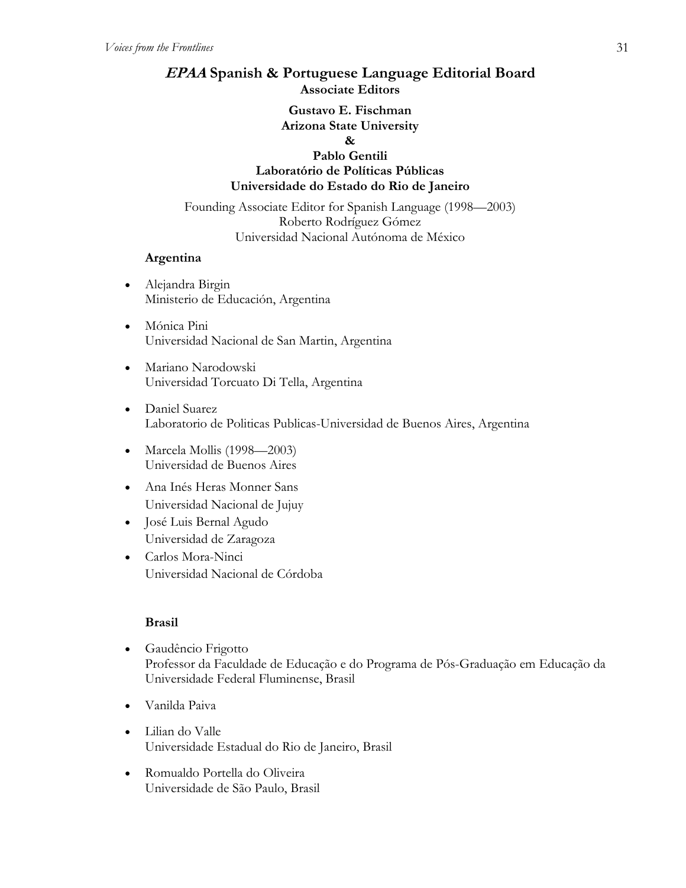## ***EPAA* Spanish & Portuguese Language Editorial Board**

**Associate Editors**

**Gustavo E. Fischman**
**Arizona State University**
**&**
**Pablo Gentili**
**Laboratório de Políticas Públicas**
**Universidade do Estado do Rio de Janeiro**

Founding Associate Editor for Spanish Language (1998—2003)
Roberto Rodríguez Gómez
Universidad Nacional Autónoma de México

**Argentina**

- Alejandra Birgin
  Ministerio de Educación, Argentina
- Mónica Pini
  Universidad Nacional de San Martin, Argentina
- Mariano Narodowski
  Universidad Torcuato Di Tella, Argentina
- Daniel Suarez
  Laboratorio de Politicas Publicas-Universidad de Buenos Aires, Argentina
- Marcela Mollis (1998—2003)
  Universidad de Buenos Aires
- Ana Inés Heras Monner Sans
  Universidad Nacional de Jujuy
- José Luis Bernal Agudo
  Universidad de Zaragoza
- Carlos Mora-Ninci
  Universidad Nacional de Córdoba

**Brasil**

- Gaudêncio Frigotto
  Professor da Faculdade de Educação e do Programa de Pós-Graduação em Educação da Universidade Federal Fluminense, Brasil
- Vanilda Paiva
- Lilian do Valle
  Universidade Estadual do Rio de Janeiro, Brasil
- Romualdo Portella do Oliveira
  Universidade de São Paulo, Brasil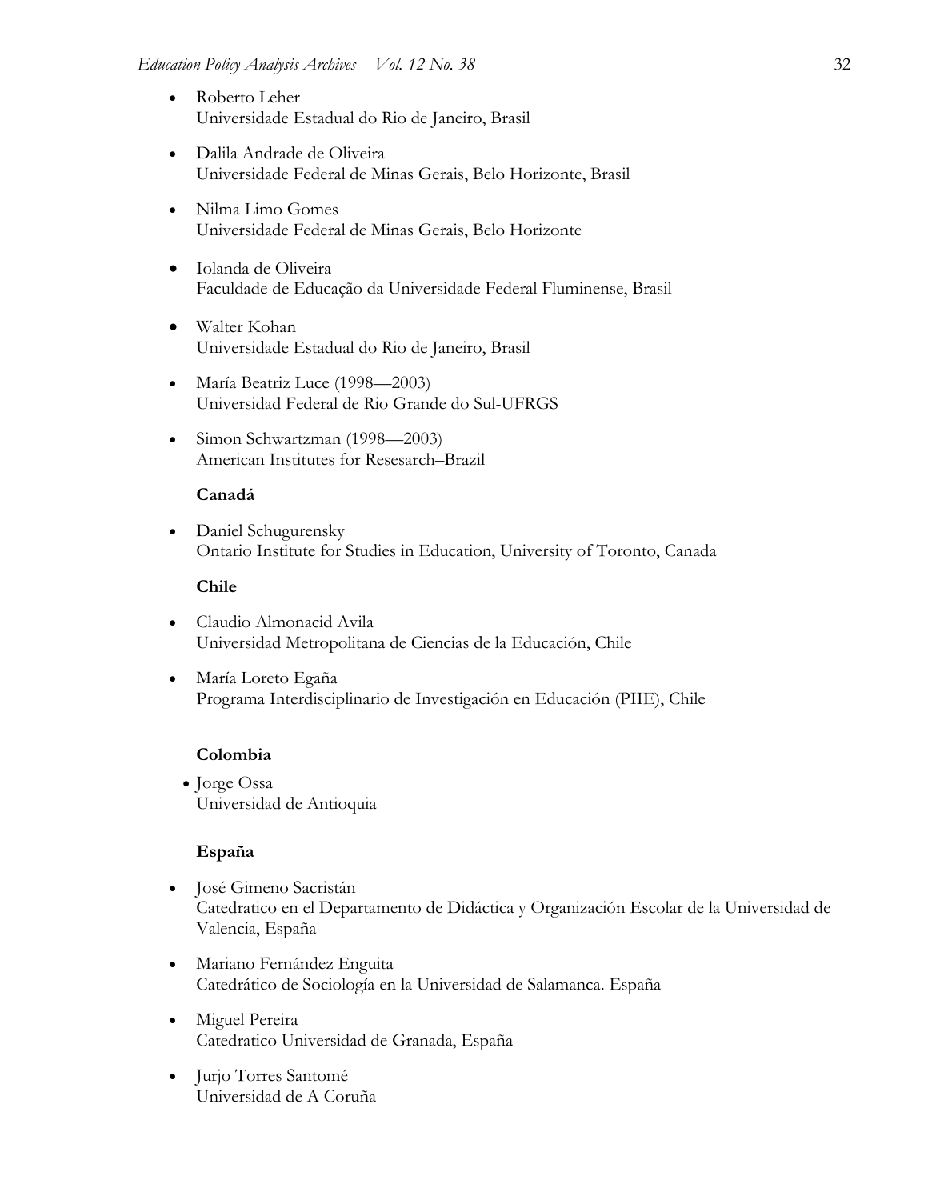- Roberto Leher
  Universidade Estadual do Rio de Janeiro, Brasil
- Dalila Andrade de Oliveira
  Universidade Federal de Minas Gerais, Belo Horizonte, Brasil
- Nilma Limo Gomes
  Universidade Federal de Minas Gerais, Belo Horizonte
- Iolanda de Oliveira
  Faculdade de Educação da Universidade Federal Fluminense, Brasil
- Walter Kohan
  Universidade Estadual do Rio de Janeiro, Brasil
- María Beatriz Luce (1998—2003)
  Universidad Federal de Rio Grande do Sul-UFRGS
- Simon Schwartzman (1998—2003)
  American Institutes for Resesarch–Brazil

**Canadá**

- Daniel Schugurensky
  Ontario Institute for Studies in Education, University of Toronto, Canada

**Chile**

- Claudio Almonacid Avila
  Universidad Metropolitana de Ciencias de la Educación, Chile
- María Loreto Egaña
  Programa Interdisciplinario de Investigación en Educación (PIIE), Chile

**Colombia**

- Jorge Ossa
  Universidad de Antioquia

**España**

- José Gimeno Sacristán
  Catedratico en el Departamento de Didáctica y Organización Escolar de la Universidad de Valencia, España
- Mariano Fernández Enguita
  Catedrático de Sociología en la Universidad de Salamanca. España
- Miguel Pereira
  Catedratico Universidad de Granada, España
- Jurjo Torres Santomé
  Universidad de A Coruña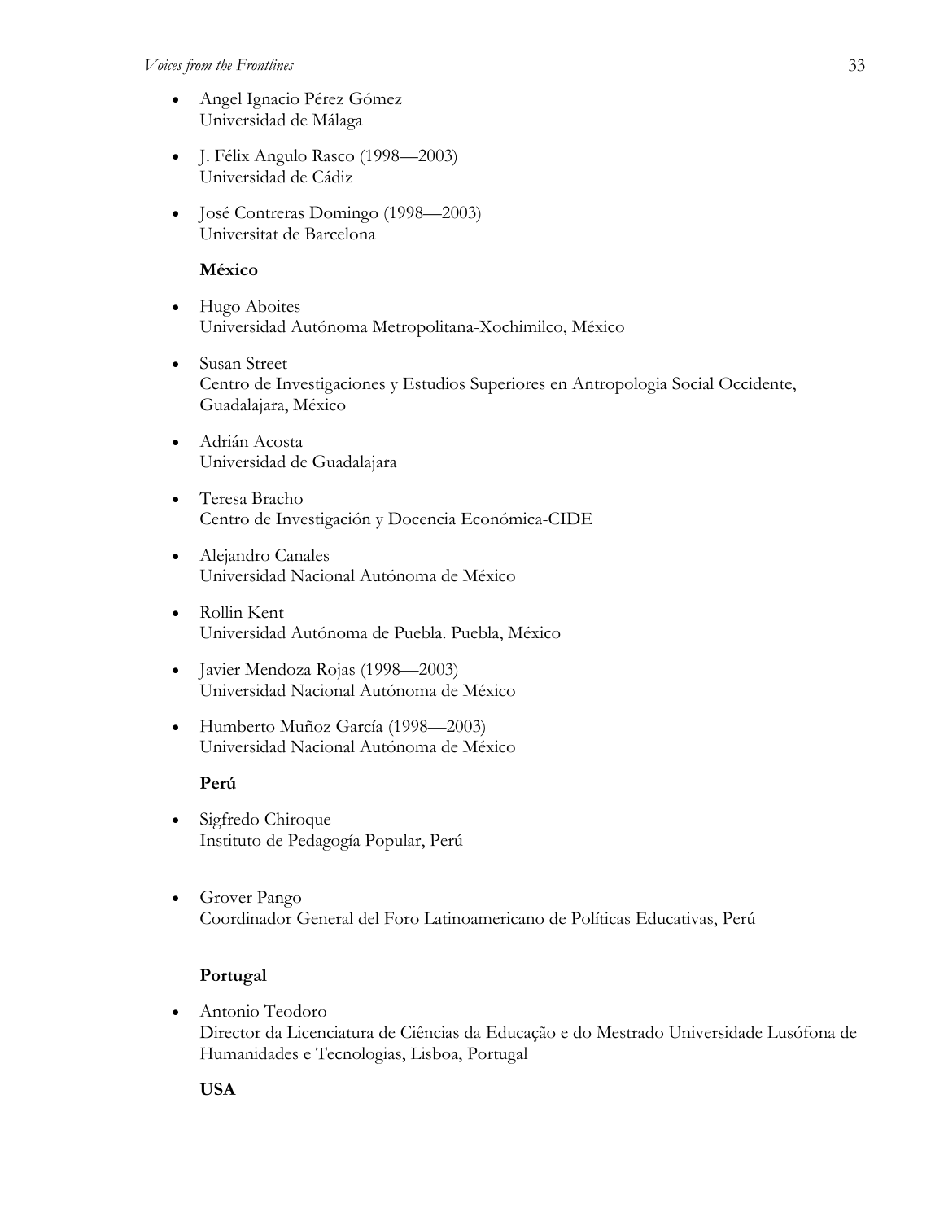- Angel Ignacio Pérez Gómez
  Universidad de Málaga

- J. Félix Angulo Rasco (1998—2003)
  Universidad de Cádiz

- José Contreras Domingo (1998—2003)
  Universitat de Barcelona

**México**

- Hugo Aboites
  Universidad Autónoma Metropolitana-Xochimilco, México

- Susan Street
  Centro de Investigaciones y Estudios Superiores en Antropologia Social Occidente, Guadalajara, México

- Adrián Acosta
  Universidad de Guadalajara

- Teresa Bracho
  Centro de Investigación y Docencia Económica-CIDE

- Alejandro Canales
  Universidad Nacional Autónoma de México

- Rollin Kent
  Universidad Autónoma de Puebla. Puebla, México

- Javier Mendoza Rojas (1998—2003)
  Universidad Nacional Autónoma de México

- Humberto Muñoz García (1998—2003)
  Universidad Nacional Autónoma de México

**Perú**

- Sigfredo Chiroque
  Instituto de Pedagogía Popular, Perú

- Grover Pango
  Coordinador General del Foro Latinoamericano de Políticas Educativas, Perú

**Portugal**

- Antonio Teodoro
  Director da Licenciatura de Ciências da Educação e do Mestrado Universidade Lusófona de Humanidades e Tecnologias, Lisboa, Portugal

**USA**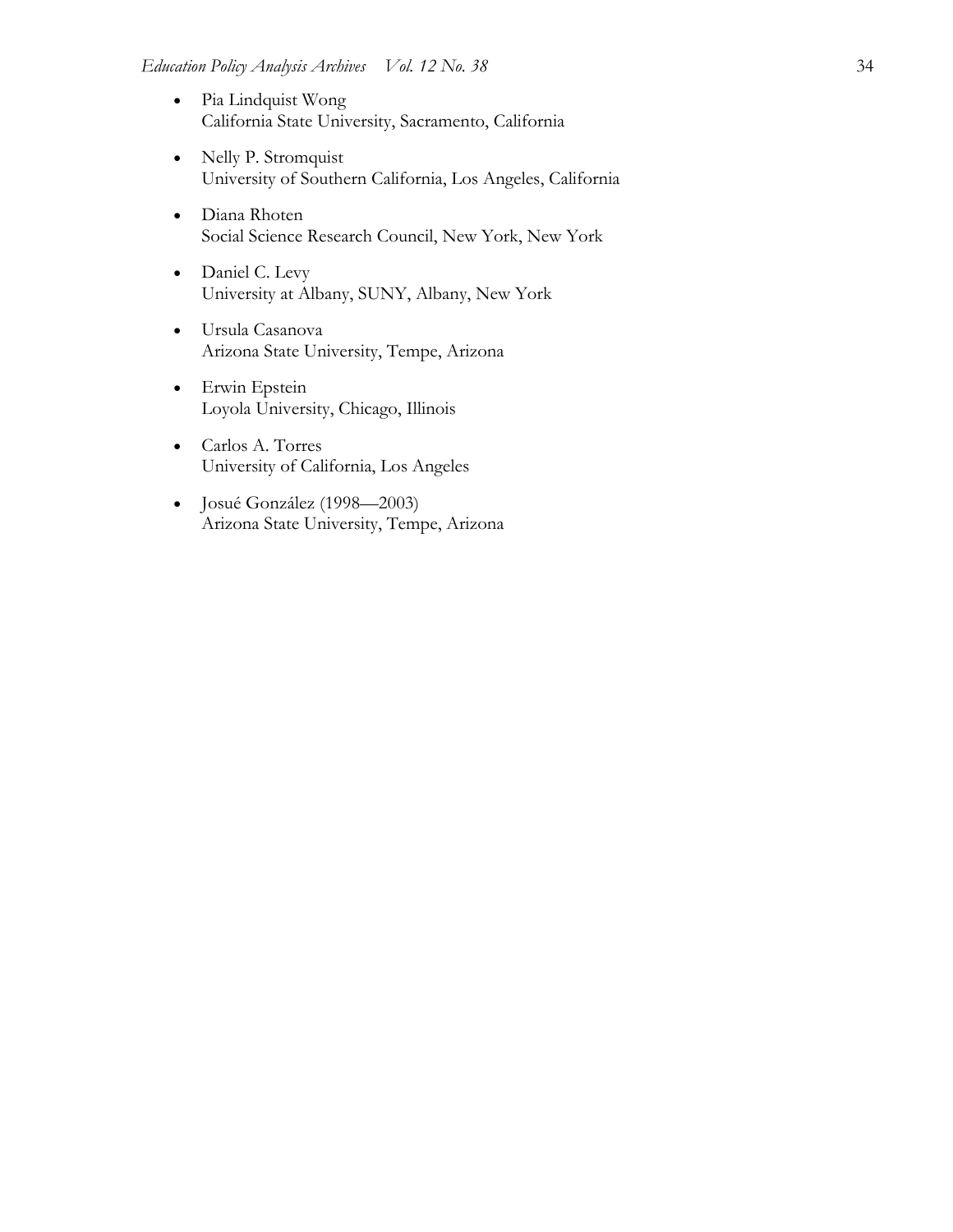- Pia Lindquist Wong
  California State University, Sacramento, California
- Nelly P. Stromquist
  University of Southern California, Los Angeles, California
- Diana Rhoten
  Social Science Research Council, New York, New York
- Daniel C. Levy
  University at Albany, SUNY, Albany, New York
- Ursula Casanova
  Arizona State University, Tempe, Arizona
- Erwin Epstein
  Loyola University, Chicago, Illinois
- Carlos A. Torres
  University of California, Los Angeles
- Josué González (1998—2003)
  Arizona State University, Tempe, Arizona